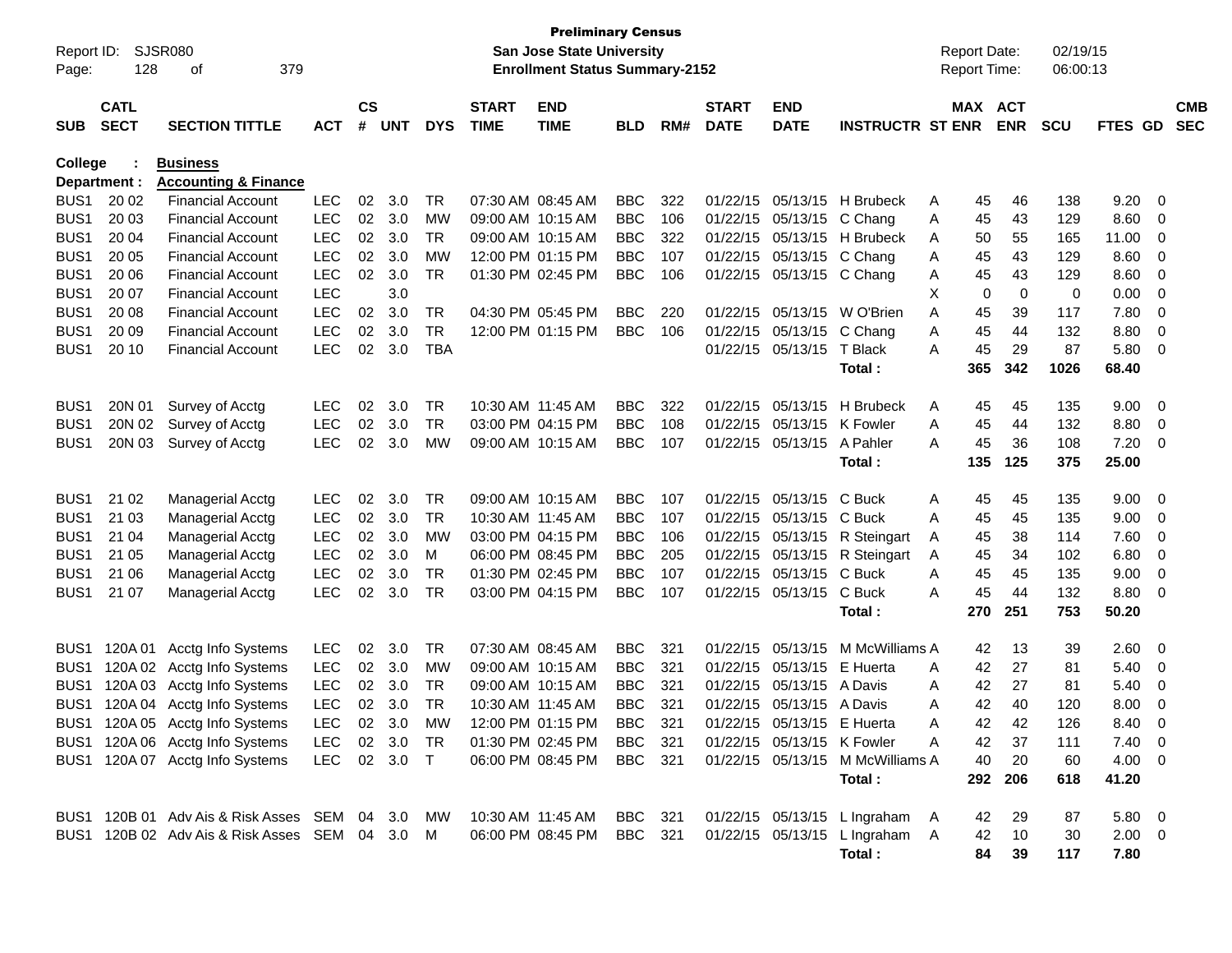**Preliminary Census**
**San Jose State University**
**Enrollment Status Summary-2152**

Report ID: SJSR080
Report Date: 02/19/15
Report Time: 06:00:13

| SUB | CATL SECT | SECTION TITTLE | ACT | CS # | UNT | DYS | START TIME | END TIME | BLD | RM# | START DATE | END DATE | INSTRUCTR | ST | MAX ENR | ACT ENR | SCU | FTES | GD | CMB SEC |
|---|---|---|---|---|---|---|---|---|---|---|---|---|---|---|---|---|---|---|---|---|
| **College :** | | **Business** | | | | | | | | | | | | | | | | | | |
| **Department :** | | **Accounting & Finance** | | | | | | | | | | | | | | | | | | |
| BUS1 | 20 02 | Financial Account | LEC | 02 | 3.0 | TR | 07:30 AM | 08:45 AM | BBC | 322 | 01/22/15 | 05/13/15 | H Brubeck | A | 45 | 46 | 138 | 9.20 | 0 | |
| BUS1 | 20 03 | Financial Account | LEC | 02 | 3.0 | MW | 09:00 AM | 10:15 AM | BBC | 106 | 01/22/15 | 05/13/15 | C Chang | A | 45 | 43 | 129 | 8.60 | 0 | |
| BUS1 | 20 04 | Financial Account | LEC | 02 | 3.0 | TR | 09:00 AM | 10:15 AM | BBC | 322 | 01/22/15 | 05/13/15 | H Brubeck | A | 50 | 55 | 165 | 11.00 | 0 | |
| BUS1 | 20 05 | Financial Account | LEC | 02 | 3.0 | MW | 12:00 PM | 01:15 PM | BBC | 107 | 01/22/15 | 05/13/15 | C Chang | A | 45 | 43 | 129 | 8.60 | 0 | |
| BUS1 | 20 06 | Financial Account | LEC | 02 | 3.0 | TR | 01:30 PM | 02:45 PM | BBC | 106 | 01/22/15 | 05/13/15 | C Chang | A | 45 | 43 | 129 | 8.60 | 0 | |
| BUS1 | 20 07 | Financial Account | LEC | | 3.0 | | | | | | | | | X | 0 | 0 | 0 | 0.00 | 0 | |
| BUS1 | 20 08 | Financial Account | LEC | 02 | 3.0 | TR | 04:30 PM | 05:45 PM | BBC | 220 | 01/22/15 | 05/13/15 | W O'Brien | A | 45 | 39 | 117 | 7.80 | 0 | |
| BUS1 | 20 09 | Financial Account | LEC | 02 | 3.0 | TR | 12:00 PM | 01:15 PM | BBC | 106 | 01/22/15 | 05/13/15 | C Chang | A | 45 | 44 | 132 | 8.80 | 0 | |
| BUS1 | 20 10 | Financial Account | LEC | 02 | 3.0 | TBA | | | | | 01/22/15 | 05/13/15 | T Black | A | 45 | 29 | 87 | 5.80 | 0 | |
| | | | | | | | | | | | | | **Total :** | | **365** | **342** | **1026** | **68.40** | | |
| BUS1 | 20N 01 | Survey of Acctg | LEC | 02 | 3.0 | TR | 10:30 AM | 11:45 AM | BBC | 322 | 01/22/15 | 05/13/15 | H Brubeck | A | 45 | 45 | 135 | 9.00 | 0 | |
| BUS1 | 20N 02 | Survey of Acctg | LEC | 02 | 3.0 | TR | 03:00 PM | 04:15 PM | BBC | 108 | 01/22/15 | 05/13/15 | K Fowler | A | 45 | 44 | 132 | 8.80 | 0 | |
| BUS1 | 20N 03 | Survey of Acctg | LEC | 02 | 3.0 | MW | 09:00 AM | 10:15 AM | BBC | 107 | 01/22/15 | 05/13/15 | A Pahler | A | 45 | 36 | 108 | 7.20 | 0 | |
| | | | | | | | | | | | | | **Total :** | | **135** | **125** | **375** | **25.00** | | |
| BUS1 | 21 02 | Managerial Acctg | LEC | 02 | 3.0 | TR | 09:00 AM | 10:15 AM | BBC | 107 | 01/22/15 | 05/13/15 | C Buck | A | 45 | 45 | 135 | 9.00 | 0 | |
| BUS1 | 21 03 | Managerial Acctg | LEC | 02 | 3.0 | TR | 10:30 AM | 11:45 AM | BBC | 107 | 01/22/15 | 05/13/15 | C Buck | A | 45 | 45 | 135 | 9.00 | 0 | |
| BUS1 | 21 04 | Managerial Acctg | LEC | 02 | 3.0 | MW | 03:00 PM | 04:15 PM | BBC | 106 | 01/22/15 | 05/13/15 | R Steingart | A | 45 | 38 | 114 | 7.60 | 0 | |
| BUS1 | 21 05 | Managerial Acctg | LEC | 02 | 3.0 | M | 06:00 PM | 08:45 PM | BBC | 205 | 01/22/15 | 05/13/15 | R Steingart | A | 45 | 34 | 102 | 6.80 | 0 | |
| BUS1 | 21 06 | Managerial Acctg | LEC | 02 | 3.0 | TR | 01:30 PM | 02:45 PM | BBC | 107 | 01/22/15 | 05/13/15 | C Buck | A | 45 | 45 | 135 | 9.00 | 0 | |
| BUS1 | 21 07 | Managerial Acctg | LEC | 02 | 3.0 | TR | 03:00 PM | 04:15 PM | BBC | 107 | 01/22/15 | 05/13/15 | C Buck | A | 45 | 44 | 132 | 8.80 | 0 | |
| | | | | | | | | | | | | | **Total :** | | **270** | **251** | **753** | **50.20** | | |
| BUS1 | 120A 01 | Acctg Info Systems | LEC | 02 | 3.0 | TR | 07:30 AM | 08:45 AM | BBC | 321 | 01/22/15 | 05/13/15 | M McWilliams | A | 42 | 13 | 39 | 2.60 | 0 | |
| BUS1 | 120A 02 | Acctg Info Systems | LEC | 02 | 3.0 | MW | 09:00 AM | 10:15 AM | BBC | 321 | 01/22/15 | 05/13/15 | E Huerta | A | 42 | 27 | 81 | 5.40 | 0 | |
| BUS1 | 120A 03 | Acctg Info Systems | LEC | 02 | 3.0 | TR | 09:00 AM | 10:15 AM | BBC | 321 | 01/22/15 | 05/13/15 | A Davis | A | 42 | 27 | 81 | 5.40 | 0 | |
| BUS1 | 120A 04 | Acctg Info Systems | LEC | 02 | 3.0 | TR | 10:30 AM | 11:45 AM | BBC | 321 | 01/22/15 | 05/13/15 | A Davis | A | 42 | 40 | 120 | 8.00 | 0 | |
| BUS1 | 120A 05 | Acctg Info Systems | LEC | 02 | 3.0 | MW | 12:00 PM | 01:15 PM | BBC | 321 | 01/22/15 | 05/13/15 | E Huerta | A | 42 | 42 | 126 | 8.40 | 0 | |
| BUS1 | 120A 06 | Acctg Info Systems | LEC | 02 | 3.0 | TR | 01:30 PM | 02:45 PM | BBC | 321 | 01/22/15 | 05/13/15 | K Fowler | A | 42 | 37 | 111 | 7.40 | 0 | |
| BUS1 | 120A 07 | Acctg Info Systems | LEC | 02 | 3.0 | T | 06:00 PM | 08:45 PM | BBC | 321 | 01/22/15 | 05/13/15 | M McWilliams | A | 40 | 20 | 60 | 4.00 | 0 | |
| | | | | | | | | | | | | | **Total :** | | **292** | **206** | **618** | **41.20** | | |
| BUS1 | 120B 01 | Adv Ais & Risk Asses | SEM | 04 | 3.0 | MW | 10:30 AM | 11:45 AM | BBC | 321 | 01/22/15 | 05/13/15 | L Ingraham | A | 42 | 29 | 87 | 5.80 | 0 | |
| BUS1 | 120B 02 | Adv Ais & Risk Asses | SEM | 04 | 3.0 | M | 06:00 PM | 08:45 PM | BBC | 321 | 01/22/15 | 05/13/15 | L Ingraham | A | 42 | 10 | 30 | 2.00 | 0 | |
| | | | | | | | | | | | | | **Total :** | | **84** | **39** | **117** | **7.80** | | |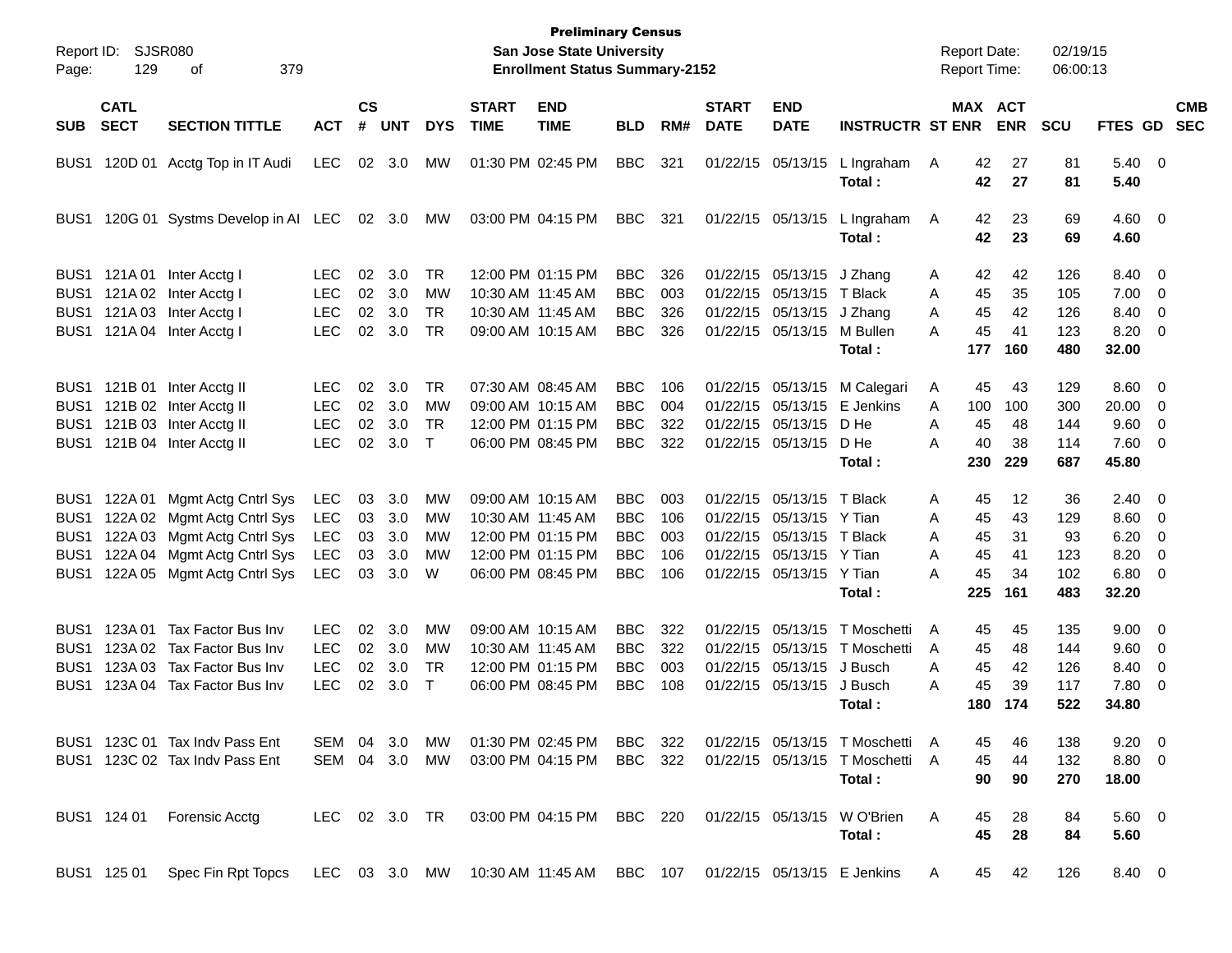**Preliminary Census**
**San Jose State University**
**Enrollment Status Summary-2152**

Report ID: SJSR080
Report Date: 02/19/15
Report Time: 06:00:13

| SUB | CATL SECT | SECTION TITTLE | ACT | CS # | UNT | DYS | START TIME | END TIME | BLD | RM# | START DATE | END DATE | INSTRUCTR | ST | MAX ENR | ACT ENR | SCU | FTES | GD | CMB SEC |
|---|---|---|---|---|---|---|---|---|---|---|---|---|---|---|---|---|---|---|---|---|
| BUS1 | 120D 01 | Acctg Top in IT Audi | LEC | 02 | 3.0 | MW | 01:30 PM | 02:45 PM | BBC | 321 | 01/22/15 | 05/13/15 | L Ingraham | A | 42 | 27 | 81 | 5.40 | 0 | |
| | | | | | | | | | | | | | **Total :** | | **42** | **27** | **81** | **5.40** | | |
| BUS1 | 120G 01 | Systms Develop in AI | LEC | 02 | 3.0 | MW | 03:00 PM | 04:15 PM | BBC | 321 | 01/22/15 | 05/13/15 | L Ingraham | A | 42 | 23 | 69 | 4.60 | 0 | |
| | | | | | | | | | | | | | **Total :** | | **42** | **23** | **69** | **4.60** | | |
| BUS1 | 121A 01 | Inter Acctg I | LEC | 02 | 3.0 | TR | 12:00 PM | 01:15 PM | BBC | 326 | 01/22/15 | 05/13/15 | J Zhang | A | 42 | 42 | 126 | 8.40 | 0 | |
| BUS1 | 121A 02 | Inter Acctg I | LEC | 02 | 3.0 | MW | 10:30 AM | 11:45 AM | BBC | 003 | 01/22/15 | 05/13/15 | T Black | A | 45 | 35 | 105 | 7.00 | 0 | |
| BUS1 | 121A 03 | Inter Acctg I | LEC | 02 | 3.0 | TR | 10:30 AM | 11:45 AM | BBC | 326 | 01/22/15 | 05/13/15 | J Zhang | A | 45 | 42 | 126 | 8.40 | 0 | |
| BUS1 | 121A 04 | Inter Acctg I | LEC | 02 | 3.0 | TR | 09:00 AM | 10:15 AM | BBC | 326 | 01/22/15 | 05/13/15 | M Bullen | A | 45 | 41 | 123 | 8.20 | 0 | |
| | | | | | | | | | | | | | **Total :** | | **177** | **160** | **480** | **32.00** | | |
| BUS1 | 121B 01 | Inter Acctg II | LEC | 02 | 3.0 | TR | 07:30 AM | 08:45 AM | BBC | 106 | 01/22/15 | 05/13/15 | M Calegari | A | 45 | 43 | 129 | 8.60 | 0 | |
| BUS1 | 121B 02 | Inter Acctg II | LEC | 02 | 3.0 | MW | 09:00 AM | 10:15 AM | BBC | 004 | 01/22/15 | 05/13/15 | E Jenkins | A | 100 | 100 | 300 | 20.00 | 0 | |
| BUS1 | 121B 03 | Inter Acctg II | LEC | 02 | 3.0 | TR | 12:00 PM | 01:15 PM | BBC | 322 | 01/22/15 | 05/13/15 | D He | A | 45 | 48 | 144 | 9.60 | 0 | |
| BUS1 | 121B 04 | Inter Acctg II | LEC | 02 | 3.0 | T | 06:00 PM | 08:45 PM | BBC | 322 | 01/22/15 | 05/13/15 | D He | A | 40 | 38 | 114 | 7.60 | 0 | |
| | | | | | | | | | | | | | **Total :** | | **230** | **229** | **687** | **45.80** | | |
| BUS1 | 122A 01 | Mgmt Actg Cntrl Sys | LEC | 03 | 3.0 | MW | 09:00 AM | 10:15 AM | BBC | 003 | 01/22/15 | 05/13/15 | T Black | A | 45 | 12 | 36 | 2.40 | 0 | |
| BUS1 | 122A 02 | Mgmt Actg Cntrl Sys | LEC | 03 | 3.0 | MW | 10:30 AM | 11:45 AM | BBC | 106 | 01/22/15 | 05/13/15 | Y Tian | A | 45 | 43 | 129 | 8.60 | 0 | |
| BUS1 | 122A 03 | Mgmt Actg Cntrl Sys | LEC | 03 | 3.0 | MW | 12:00 PM | 01:15 PM | BBC | 003 | 01/22/15 | 05/13/15 | T Black | A | 45 | 31 | 93 | 6.20 | 0 | |
| BUS1 | 122A 04 | Mgmt Actg Cntrl Sys | LEC | 03 | 3.0 | MW | 12:00 PM | 01:15 PM | BBC | 106 | 01/22/15 | 05/13/15 | Y Tian | A | 45 | 41 | 123 | 8.20 | 0 | |
| BUS1 | 122A 05 | Mgmt Actg Cntrl Sys | LEC | 03 | 3.0 | W | 06:00 PM | 08:45 PM | BBC | 106 | 01/22/15 | 05/13/15 | Y Tian | A | 45 | 34 | 102 | 6.80 | 0 | |
| | | | | | | | | | | | | | **Total :** | | **225** | **161** | **483** | **32.20** | | |
| BUS1 | 123A 01 | Tax Factor Bus Inv | LEC | 02 | 3.0 | MW | 09:00 AM | 10:15 AM | BBC | 322 | 01/22/15 | 05/13/15 | T Moschetti | A | 45 | 45 | 135 | 9.00 | 0 | |
| BUS1 | 123A 02 | Tax Factor Bus Inv | LEC | 02 | 3.0 | MW | 10:30 AM | 11:45 AM | BBC | 322 | 01/22/15 | 05/13/15 | T Moschetti | A | 45 | 48 | 144 | 9.60 | 0 | |
| BUS1 | 123A 03 | Tax Factor Bus Inv | LEC | 02 | 3.0 | TR | 12:00 PM | 01:15 PM | BBC | 003 | 01/22/15 | 05/13/15 | J Busch | A | 45 | 42 | 126 | 8.40 | 0 | |
| BUS1 | 123A 04 | Tax Factor Bus Inv | LEC | 02 | 3.0 | T | 06:00 PM | 08:45 PM | BBC | 108 | 01/22/15 | 05/13/15 | J Busch | A | 45 | 39 | 117 | 7.80 | 0 | |
| | | | | | | | | | | | | | **Total :** | | **180** | **174** | **522** | **34.80** | | |
| BUS1 | 123C 01 | Tax Indv Pass Ent | SEM | 04 | 3.0 | MW | 01:30 PM | 02:45 PM | BBC | 322 | 01/22/15 | 05/13/15 | T Moschetti | A | 45 | 46 | 138 | 9.20 | 0 | |
| BUS1 | 123C 02 | Tax Indv Pass Ent | SEM | 04 | 3.0 | MW | 03:00 PM | 04:15 PM | BBC | 322 | 01/22/15 | 05/13/15 | T Moschetti | A | 45 | 44 | 132 | 8.80 | 0 | |
| | | | | | | | | | | | | | **Total :** | | **90** | **90** | **270** | **18.00** | | |
| BUS1 | 124 01 | Forensic Acctg | LEC | 02 | 3.0 | TR | 03:00 PM | 04:15 PM | BBC | 220 | 01/22/15 | 05/13/15 | W O'Brien | A | 45 | 28 | 84 | 5.60 | 0 | |
| | | | | | | | | | | | | | **Total :** | | **45** | **28** | **84** | **5.60** | | |
| BUS1 | 125 01 | Spec Fin Rpt Topcs | LEC | 03 | 3.0 | MW | 10:30 AM | 11:45 AM | BBC | 107 | 01/22/15 | 05/13/15 | E Jenkins | A | 45 | 42 | 126 | 8.40 | 0 | |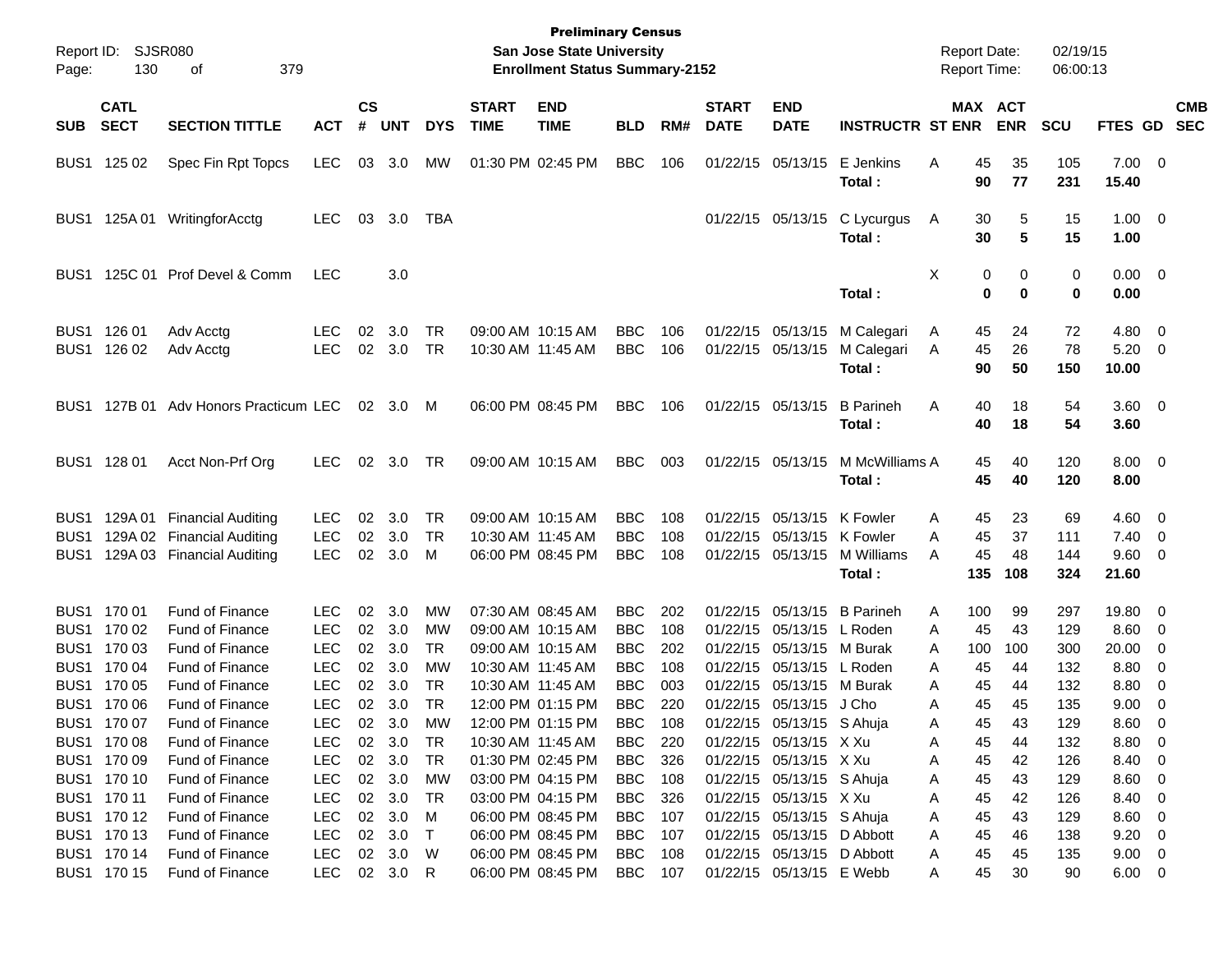**Preliminary Census**
**San Jose State University**
**Enrollment Status Summary-2152**

Report ID: SJSR080
Report Date: 02/19/15
Report Time: 06:00:13

| SUB | CATL SECT | SECTION TITTLE | ACT | CS # | UNT | DYS | START TIME | END TIME | BLD | RM# | START DATE | END DATE | INSTRUCTR | ST | MAX ENR | ACT ENR | SCU | FTES | GD | CMB SEC |
|---|---|---|---|---|---|---|---|---|---|---|---|---|---|---|---|---|---|---|---|---|
| BUS1 | 125 02 | Spec Fin Rpt Topcs | LEC | 03 | 3.0 | MW | 01:30 PM | 02:45 PM | BBC | 106 | 01/22/15 | 05/13/15 | E Jenkins | A | 45 | 35 | 105 | 7.00 | 0 | |
| | | | | | | | | | | | | | **Total :** | | **90** | **77** | **231** | **15.40** | | |
| BUS1 | 125A 01 | WritingforAcctg | LEC | 03 | 3.0 | TBA | | | | | 01/22/15 | 05/13/15 | C Lycurgus | A | 30 | 5 | 15 | 1.00 | 0 | |
| | | | | | | | | | | | | | **Total :** | | **30** | **5** | **15** | **1.00** | | |
| BUS1 | 125C 01 | Prof Devel & Comm | LEC | | 3.0 | | | | | | | | | X | 0 | 0 | 0 | 0.00 | 0 | |
| | | | | | | | | | | | | | **Total :** | | **0** | **0** | **0** | **0.00** | | |
| BUS1 | 126 01 | Adv Acctg | LEC | 02 | 3.0 | TR | 09:00 AM | 10:15 AM | BBC | 106 | 01/22/15 | 05/13/15 | M Calegari | A | 45 | 24 | 72 | 4.80 | 0 | |
| BUS1 | 126 02 | Adv Acctg | LEC | 02 | 3.0 | TR | 10:30 AM | 11:45 AM | BBC | 106 | 01/22/15 | 05/13/15 | M Calegari | A | 45 | 26 | 78 | 5.20 | 0 | |
| | | | | | | | | | | | | | **Total :** | | **90** | **50** | **150** | **10.00** | | |
| BUS1 | 127B 01 | Adv Honors Practicum | LEC | 02 | 3.0 | M | 06:00 PM | 08:45 PM | BBC | 106 | 01/22/15 | 05/13/15 | B Parineh | A | 40 | 18 | 54 | 3.60 | 0 | |
| | | | | | | | | | | | | | **Total :** | | **40** | **18** | **54** | **3.60** | | |
| BUS1 | 128 01 | Acct Non-Prf Org | LEC | 02 | 3.0 | TR | 09:00 AM | 10:15 AM | BBC | 003 | 01/22/15 | 05/13/15 | M McWilliams | A | 45 | 40 | 120 | 8.00 | 0 | |
| | | | | | | | | | | | | | **Total :** | | **45** | **40** | **120** | **8.00** | | |
| BUS1 | 129A 01 | Financial Auditing | LEC | 02 | 3.0 | TR | 09:00 AM | 10:15 AM | BBC | 108 | 01/22/15 | 05/13/15 | K Fowler | A | 45 | 23 | 69 | 4.60 | 0 | |
| BUS1 | 129A 02 | Financial Auditing | LEC | 02 | 3.0 | TR | 10:30 AM | 11:45 AM | BBC | 108 | 01/22/15 | 05/13/15 | K Fowler | A | 45 | 37 | 111 | 7.40 | 0 | |
| BUS1 | 129A 03 | Financial Auditing | LEC | 02 | 3.0 | M | 06:00 PM | 08:45 PM | BBC | 108 | 01/22/15 | 05/13/15 | M Williams | A | 45 | 48 | 144 | 9.60 | 0 | |
| | | | | | | | | | | | | | **Total :** | | **135** | **108** | **324** | **21.60** | | |
| BUS1 | 170 01 | Fund of Finance | LEC | 02 | 3.0 | MW | 07:30 AM | 08:45 AM | BBC | 202 | 01/22/15 | 05/13/15 | B Parineh | A | 100 | 99 | 297 | 19.80 | 0 | |
| BUS1 | 170 02 | Fund of Finance | LEC | 02 | 3.0 | MW | 09:00 AM | 10:15 AM | BBC | 108 | 01/22/15 | 05/13/15 | L Roden | A | 45 | 43 | 129 | 8.60 | 0 | |
| BUS1 | 170 03 | Fund of Finance | LEC | 02 | 3.0 | TR | 09:00 AM | 10:15 AM | BBC | 202 | 01/22/15 | 05/13/15 | M Burak | A | 100 | 100 | 300 | 20.00 | 0 | |
| BUS1 | 170 04 | Fund of Finance | LEC | 02 | 3.0 | MW | 10:30 AM | 11:45 AM | BBC | 108 | 01/22/15 | 05/13/15 | L Roden | A | 45 | 44 | 132 | 8.80 | 0 | |
| BUS1 | 170 05 | Fund of Finance | LEC | 02 | 3.0 | TR | 10:30 AM | 11:45 AM | BBC | 003 | 01/22/15 | 05/13/15 | M Burak | A | 45 | 44 | 132 | 8.80 | 0 | |
| BUS1 | 170 06 | Fund of Finance | LEC | 02 | 3.0 | TR | 12:00 PM | 01:15 PM | BBC | 220 | 01/22/15 | 05/13/15 | J Cho | A | 45 | 45 | 135 | 9.00 | 0 | |
| BUS1 | 170 07 | Fund of Finance | LEC | 02 | 3.0 | MW | 12:00 PM | 01:15 PM | BBC | 108 | 01/22/15 | 05/13/15 | S Ahuja | A | 45 | 43 | 129 | 8.60 | 0 | |
| BUS1 | 170 08 | Fund of Finance | LEC | 02 | 3.0 | TR | 10:30 AM | 11:45 AM | BBC | 220 | 01/22/15 | 05/13/15 | X Xu | A | 45 | 44 | 132 | 8.80 | 0 | |
| BUS1 | 170 09 | Fund of Finance | LEC | 02 | 3.0 | TR | 01:30 PM | 02:45 PM | BBC | 326 | 01/22/15 | 05/13/15 | X Xu | A | 45 | 42 | 126 | 8.40 | 0 | |
| BUS1 | 170 10 | Fund of Finance | LEC | 02 | 3.0 | MW | 03:00 PM | 04:15 PM | BBC | 108 | 01/22/15 | 05/13/15 | S Ahuja | A | 45 | 43 | 129 | 8.60 | 0 | |
| BUS1 | 170 11 | Fund of Finance | LEC | 02 | 3.0 | TR | 03:00 PM | 04:15 PM | BBC | 326 | 01/22/15 | 05/13/15 | X Xu | A | 45 | 42 | 126 | 8.40 | 0 | |
| BUS1 | 170 12 | Fund of Finance | LEC | 02 | 3.0 | M | 06:00 PM | 08:45 PM | BBC | 107 | 01/22/15 | 05/13/15 | S Ahuja | A | 45 | 43 | 129 | 8.60 | 0 | |
| BUS1 | 170 13 | Fund of Finance | LEC | 02 | 3.0 | T | 06:00 PM | 08:45 PM | BBC | 107 | 01/22/15 | 05/13/15 | D Abbott | A | 45 | 46 | 138 | 9.20 | 0 | |
| BUS1 | 170 14 | Fund of Finance | LEC | 02 | 3.0 | W | 06:00 PM | 08:45 PM | BBC | 108 | 01/22/15 | 05/13/15 | D Abbott | A | 45 | 45 | 135 | 9.00 | 0 | |
| BUS1 | 170 15 | Fund of Finance | LEC | 02 | 3.0 | R | 06:00 PM | 08:45 PM | BBC | 107 | 01/22/15 | 05/13/15 | E Webb | A | 45 | 30 | 90 | 6.00 | 0 | |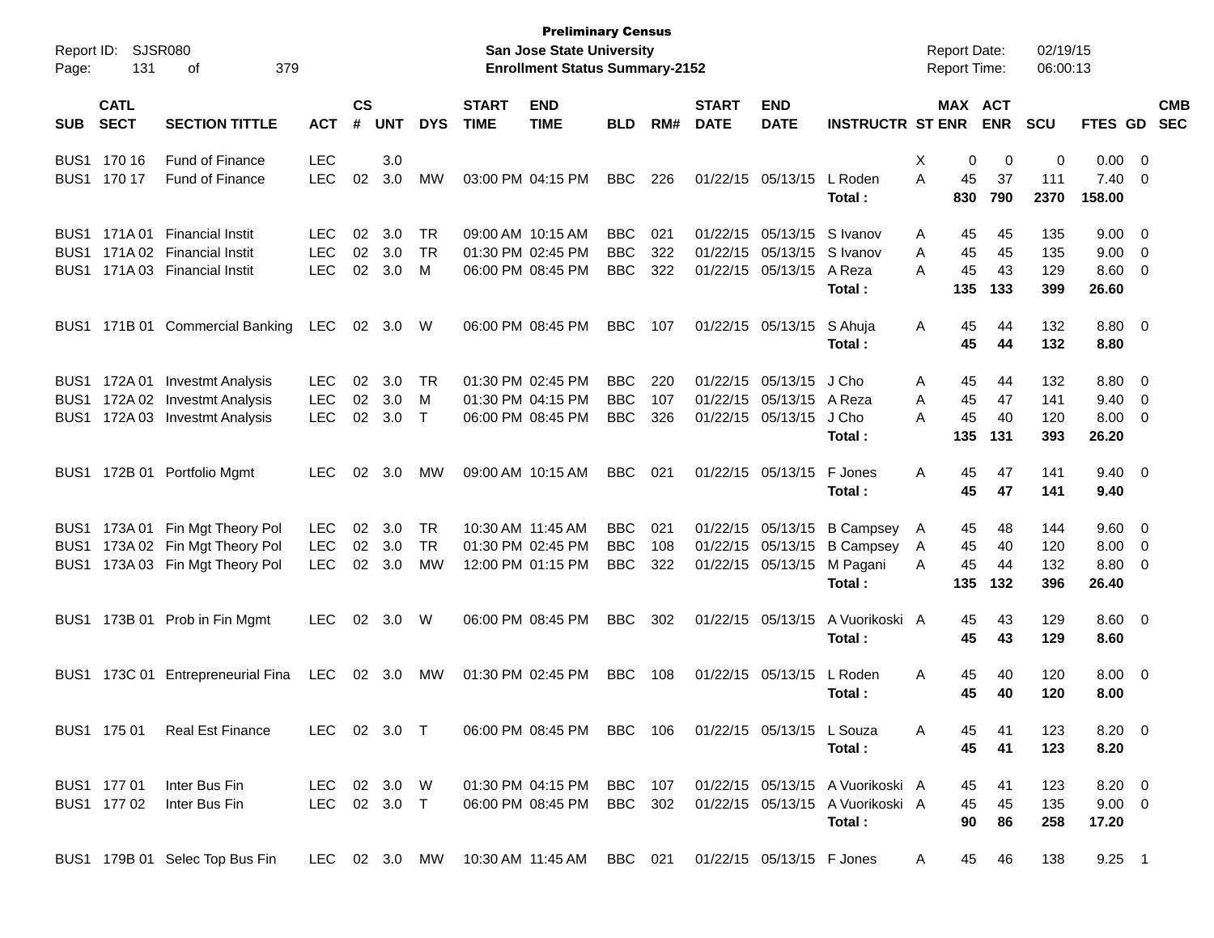**Preliminary Census**
**San Jose State University**
**Enrollment Status Summary-2152**

Report ID: SJSR080
Report Date: 02/19/15
Report Time: 06:00:13

| SUB | CATL SECT | SECTION TITTLE | ACT | CS # | UNT | DYS | START TIME | END TIME | BLD | RM# | START DATE | END DATE | INSTRUCTR | ST | MAX ENR | ACT ENR | SCU | FTES | GD | CMB SEC |
|---|---|---|---|---|---|---|---|---|---|---|---|---|---|---|---|---|---|---|---|---|
| BUS1 | 170 16 | Fund of Finance | LEC | | 3.0 | | | | | | | | | X | 0 | 0 | 0 | 0.00 | 0 | |
| BUS1 | 170 17 | Fund of Finance | LEC | 02 | 3.0 | MW | 03:00 PM | 04:15 PM | BBC | 226 | 01/22/15 | 05/13/15 | L Roden | A | 45 | 37 | 111 | 7.40 | 0 | |
| | | | | | | | | | | | | | **Total :** | | **830** | **790** | **2370** | **158.00** | | |
| BUS1 | 171A 01 | Financial Instit | LEC | 02 | 3.0 | TR | 09:00 AM | 10:15 AM | BBC | 021 | 01/22/15 | 05/13/15 | S Ivanov | A | 45 | 45 | 135 | 9.00 | 0 | |
| BUS1 | 171A 02 | Financial Instit | LEC | 02 | 3.0 | TR | 01:30 PM | 02:45 PM | BBC | 322 | 01/22/15 | 05/13/15 | S Ivanov | A | 45 | 45 | 135 | 9.00 | 0 | |
| BUS1 | 171A 03 | Financial Instit | LEC | 02 | 3.0 | M | 06:00 PM | 08:45 PM | BBC | 322 | 01/22/15 | 05/13/15 | A Reza | A | 45 | 43 | 129 | 8.60 | 0 | |
| | | | | | | | | | | | | | **Total :** | | **135** | **133** | **399** | **26.60** | | |
| BUS1 | 171B 01 | Commercial Banking | LEC | 02 | 3.0 | W | 06:00 PM | 08:45 PM | BBC | 107 | 01/22/15 | 05/13/15 | S Ahuja | A | 45 | 44 | 132 | 8.80 | 0 | |
| | | | | | | | | | | | | | **Total :** | | **45** | **44** | **132** | **8.80** | | |
| BUS1 | 172A 01 | Investmt Analysis | LEC | 02 | 3.0 | TR | 01:30 PM | 02:45 PM | BBC | 220 | 01/22/15 | 05/13/15 | J Cho | A | 45 | 44 | 132 | 8.80 | 0 | |
| BUS1 | 172A 02 | Investmt Analysis | LEC | 02 | 3.0 | M | 01:30 PM | 04:15 PM | BBC | 107 | 01/22/15 | 05/13/15 | A Reza | A | 45 | 47 | 141 | 9.40 | 0 | |
| BUS1 | 172A 03 | Investmt Analysis | LEC | 02 | 3.0 | T | 06:00 PM | 08:45 PM | BBC | 326 | 01/22/15 | 05/13/15 | J Cho | A | 45 | 40 | 120 | 8.00 | 0 | |
| | | | | | | | | | | | | | **Total :** | | **135** | **131** | **393** | **26.20** | | |
| BUS1 | 172B 01 | Portfolio Mgmt | LEC | 02 | 3.0 | MW | 09:00 AM | 10:15 AM | BBC | 021 | 01/22/15 | 05/13/15 | F Jones | A | 45 | 47 | 141 | 9.40 | 0 | |
| | | | | | | | | | | | | | **Total :** | | **45** | **47** | **141** | **9.40** | | |
| BUS1 | 173A 01 | Fin Mgt Theory Pol | LEC | 02 | 3.0 | TR | 10:30 AM | 11:45 AM | BBC | 021 | 01/22/15 | 05/13/15 | B Campsey | A | 45 | 48 | 144 | 9.60 | 0 | |
| BUS1 | 173A 02 | Fin Mgt Theory Pol | LEC | 02 | 3.0 | TR | 01:30 PM | 02:45 PM | BBC | 108 | 01/22/15 | 05/13/15 | B Campsey | A | 45 | 40 | 120 | 8.00 | 0 | |
| BUS1 | 173A 03 | Fin Mgt Theory Pol | LEC | 02 | 3.0 | MW | 12:00 PM | 01:15 PM | BBC | 322 | 01/22/15 | 05/13/15 | M Pagani | A | 45 | 44 | 132 | 8.80 | 0 | |
| | | | | | | | | | | | | | **Total :** | | **135** | **132** | **396** | **26.40** | | |
| BUS1 | 173B 01 | Prob in Fin Mgmt | LEC | 02 | 3.0 | W | 06:00 PM | 08:45 PM | BBC | 302 | 01/22/15 | 05/13/15 | A Vuorikoski | A | 45 | 43 | 129 | 8.60 | 0 | |
| | | | | | | | | | | | | | **Total :** | | **45** | **43** | **129** | **8.60** | | |
| BUS1 | 173C 01 | Entrepreneurial Fina | LEC | 02 | 3.0 | MW | 01:30 PM | 02:45 PM | BBC | 108 | 01/22/15 | 05/13/15 | L Roden | A | 45 | 40 | 120 | 8.00 | 0 | |
| | | | | | | | | | | | | | **Total :** | | **45** | **40** | **120** | **8.00** | | |
| BUS1 | 175 01 | Real Est Finance | LEC | 02 | 3.0 | T | 06:00 PM | 08:45 PM | BBC | 106 | 01/22/15 | 05/13/15 | L Souza | A | 45 | 41 | 123 | 8.20 | 0 | |
| | | | | | | | | | | | | | **Total :** | | **45** | **41** | **123** | **8.20** | | |
| BUS1 | 177 01 | Inter Bus Fin | LEC | 02 | 3.0 | W | 01:30 PM | 04:15 PM | BBC | 107 | 01/22/15 | 05/13/15 | A Vuorikoski | A | 45 | 41 | 123 | 8.20 | 0 | |
| BUS1 | 177 02 | Inter Bus Fin | LEC | 02 | 3.0 | T | 06:00 PM | 08:45 PM | BBC | 302 | 01/22/15 | 05/13/15 | A Vuorikoski | A | 45 | 45 | 135 | 9.00 | 0 | |
| | | | | | | | | | | | | | **Total :** | | **90** | **86** | **258** | **17.20** | | |
| BUS1 | 179B 01 | Selec Top Bus Fin | LEC | 02 | 3.0 | MW | 10:30 AM | 11:45 AM | BBC | 021 | 01/22/15 | 05/13/15 | F Jones | A | 45 | 46 | 138 | 9.25 | 1 | |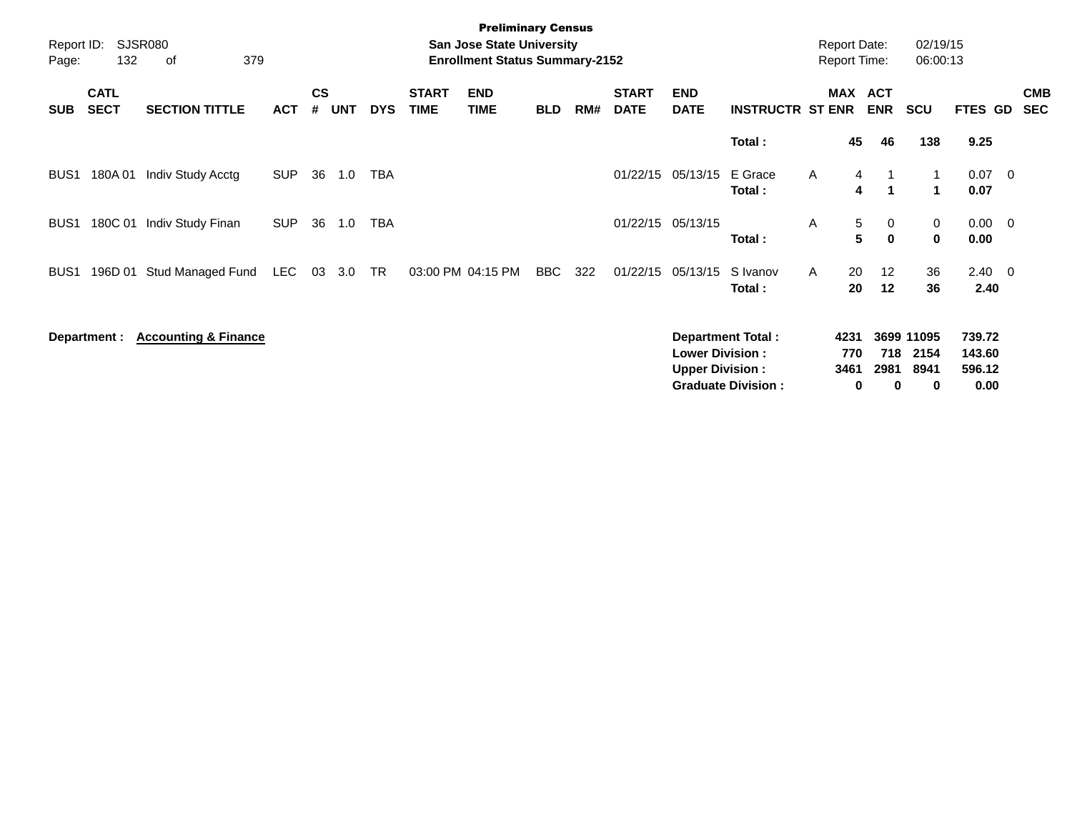**Preliminary Census**
**San Jose State University**
**Enrollment Status Summary-2152**

Report ID: SJSR080
Report Date: 02/19/15
Report Time: 06:00:13

| SUB | CATL SECT | SECTION TITTLE | ACT | CS # | UNT | DYS | START TIME | END TIME | BLD | RM# | START DATE | END DATE | INSTRUCTR | ST | MAX ENR | ACT ENR | SCU | FTES | GD | CMB SEC |
|---|---|---|---|---|---|---|---|---|---|---|---|---|---|---|---|---|---|---|---|---|
| | | | | | | | | | | | | | **Total :** | | **45** | **46** | **138** | **9.25** | | |
| BUS1 | 180A 01 | Indiv Study Acctg | SUP | 36 | 1.0 | TBA | | | | | 01/22/15 | 05/13/15 | E Grace | A | 4 | 1 | 1 | 0.07 | 0 | |
| | | | | | | | | | | | | | **Total :** | | **4** | **1** | **1** | **0.07** | | |
| BUS1 | 180C 01 | Indiv Study Finan | SUP | 36 | 1.0 | TBA | | | | | 01/22/15 | 05/13/15 | | A | 5 | 0 | 0 | 0.00 | 0 | |
| | | | | | | | | | | | | | **Total :** | | **5** | **0** | **0** | **0.00** | | |
| BUS1 | 196D 01 | Stud Managed Fund | LEC | 03 | 3.0 | TR | 03:00 PM | 04:15 PM | BBC | 322 | 01/22/15 | 05/13/15 | S Ivanov | A | 20 | 12 | 36 | 2.40 | 0 | |
| | | | | | | | | | | | | | **Total :** | | **20** | **12** | **36** | **2.40** | | |

**Department :** **Accounting & Finance**

| | MAX ENR | ACT ENR | SCU | FTES |
|---|---|---|---|---|
| **Department Total :** | **4231** | **3699** | **11095** | **739.72** |
| **Lower Division :** | **770** | **718** | **2154** | **143.60** |
| **Upper Division :** | **3461** | **2981** | **8941** | **596.12** |
| **Graduate Division :** | **0** | **0** | **0** | **0.00** |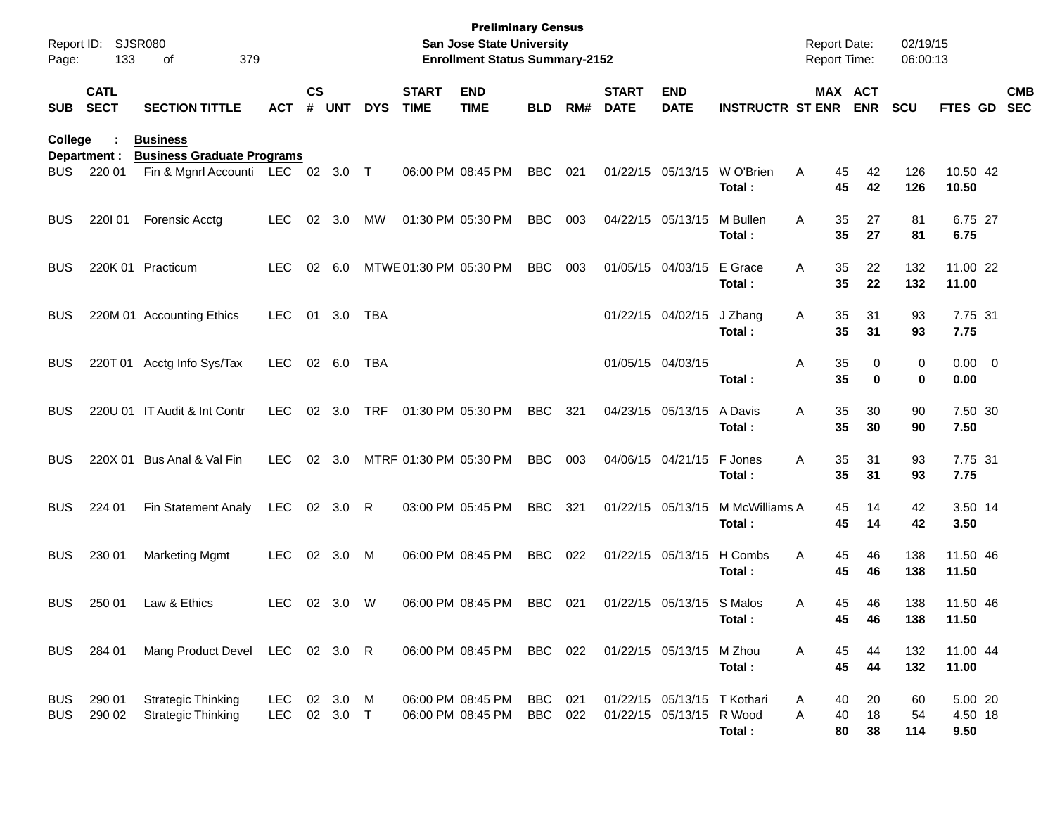**Preliminary Census**
**San Jose State University**
**Enrollment Status Summary-2152**

Report ID: SJSR080
Report Date: 02/19/15
Report Time: 06:00:13

**College : Business**
**Department : Business Graduate Programs**

| SUB | CATL SECT | SECTION TITTLE | ACT | CS # | UNT | DYS | START TIME | END TIME | BLD | RM# | START DATE | END DATE | INSTRUCTR | ST | MAX ENR | ACT ENR | SCU | FTES | GD | CMB SEC |
|---|---|---|---|---|---|---|---|---|---|---|---|---|---|---|---|---|---|---|---|---|
| BUS | 220 01 | Fin & Mgnrl Accounti | LEC | 02 | 3.0 | T | 06:00 PM | 08:45 PM | BBC | 021 | 01/22/15 | 05/13/15 | W O'Brien | A | 45 | 42 | 126 | 10.50 | 42 | |
| | | | | | | | | | | | | | **Total :** | | **45** | **42** | **126** | **10.50** | | |
| BUS | 220I 01 | Forensic Acctg | LEC | 02 | 3.0 | MW | 01:30 PM | 05:30 PM | BBC | 003 | 04/22/15 | 05/13/15 | M Bullen | A | 35 | 27 | 81 | 6.75 | 27 | |
| | | | | | | | | | | | | | **Total :** | | **35** | **27** | **81** | **6.75** | | |
| BUS | 220K 01 | Practicum | LEC | 02 | 6.0 | MTWE | 01:30 PM | 05:30 PM | BBC | 003 | 01/05/15 | 04/03/15 | E Grace | A | 35 | 22 | 132 | 11.00 | 22 | |
| | | | | | | | | | | | | | **Total :** | | **35** | **22** | **132** | **11.00** | | |
| BUS | 220M 01 | Accounting Ethics | LEC | 01 | 3.0 | TBA | | | | | 01/22/15 | 04/02/15 | J Zhang | A | 35 | 31 | 93 | 7.75 | 31 | |
| | | | | | | | | | | | | | **Total :** | | **35** | **31** | **93** | **7.75** | | |
| BUS | 220T 01 | Acctg Info Sys/Tax | LEC | 02 | 6.0 | TBA | | | | | 01/05/15 | 04/03/15 | | A | 35 | 0 | 0 | 0.00 | 0 | |
| | | | | | | | | | | | | | **Total :** | | **35** | **0** | **0** | **0.00** | | |
| BUS | 220U 01 | IT Audit & Int Contr | LEC | 02 | 3.0 | TRF | 01:30 PM | 05:30 PM | BBC | 321 | 04/23/15 | 05/13/15 | A Davis | A | 35 | 30 | 90 | 7.50 | 30 | |
| | | | | | | | | | | | | | **Total :** | | **35** | **30** | **90** | **7.50** | | |
| BUS | 220X 01 | Bus Anal & Val Fin | LEC | 02 | 3.0 | MTRF | 01:30 PM | 05:30 PM | BBC | 003 | 04/06/15 | 04/21/15 | F Jones | A | 35 | 31 | 93 | 7.75 | 31 | |
| | | | | | | | | | | | | | **Total :** | | **35** | **31** | **93** | **7.75** | | |
| BUS | 224 01 | Fin Statement Analy | LEC | 02 | 3.0 | R | 03:00 PM | 05:45 PM | BBC | 321 | 01/22/15 | 05/13/15 | M McWilliams | A | 45 | 14 | 42 | 3.50 | 14 | |
| | | | | | | | | | | | | | **Total :** | | **45** | **14** | **42** | **3.50** | | |
| BUS | 230 01 | Marketing Mgmt | LEC | 02 | 3.0 | M | 06:00 PM | 08:45 PM | BBC | 022 | 01/22/15 | 05/13/15 | H Combs | A | 45 | 46 | 138 | 11.50 | 46 | |
| | | | | | | | | | | | | | **Total :** | | **45** | **46** | **138** | **11.50** | | |
| BUS | 250 01 | Law & Ethics | LEC | 02 | 3.0 | W | 06:00 PM | 08:45 PM | BBC | 021 | 01/22/15 | 05/13/15 | S Malos | A | 45 | 46 | 138 | 11.50 | 46 | |
| | | | | | | | | | | | | | **Total :** | | **45** | **46** | **138** | **11.50** | | |
| BUS | 284 01 | Mang Product Devel | LEC | 02 | 3.0 | R | 06:00 PM | 08:45 PM | BBC | 022 | 01/22/15 | 05/13/15 | M Zhou | A | 45 | 44 | 132 | 11.00 | 44 | |
| | | | | | | | | | | | | | **Total :** | | **45** | **44** | **132** | **11.00** | | |
| BUS | 290 01 | Strategic Thinking | LEC | 02 | 3.0 | M | 06:00 PM | 08:45 PM | BBC | 021 | 01/22/15 | 05/13/15 | T Kothari | A | 40 | 20 | 60 | 5.00 | 20 | |
| BUS | 290 02 | Strategic Thinking | LEC | 02 | 3.0 | T | 06:00 PM | 08:45 PM | BBC | 022 | 01/22/15 | 05/13/15 | R Wood | A | 40 | 18 | 54 | 4.50 | 18 | |
| | | | | | | | | | | | | | **Total :** | | **80** | **38** | **114** | **9.50** | | |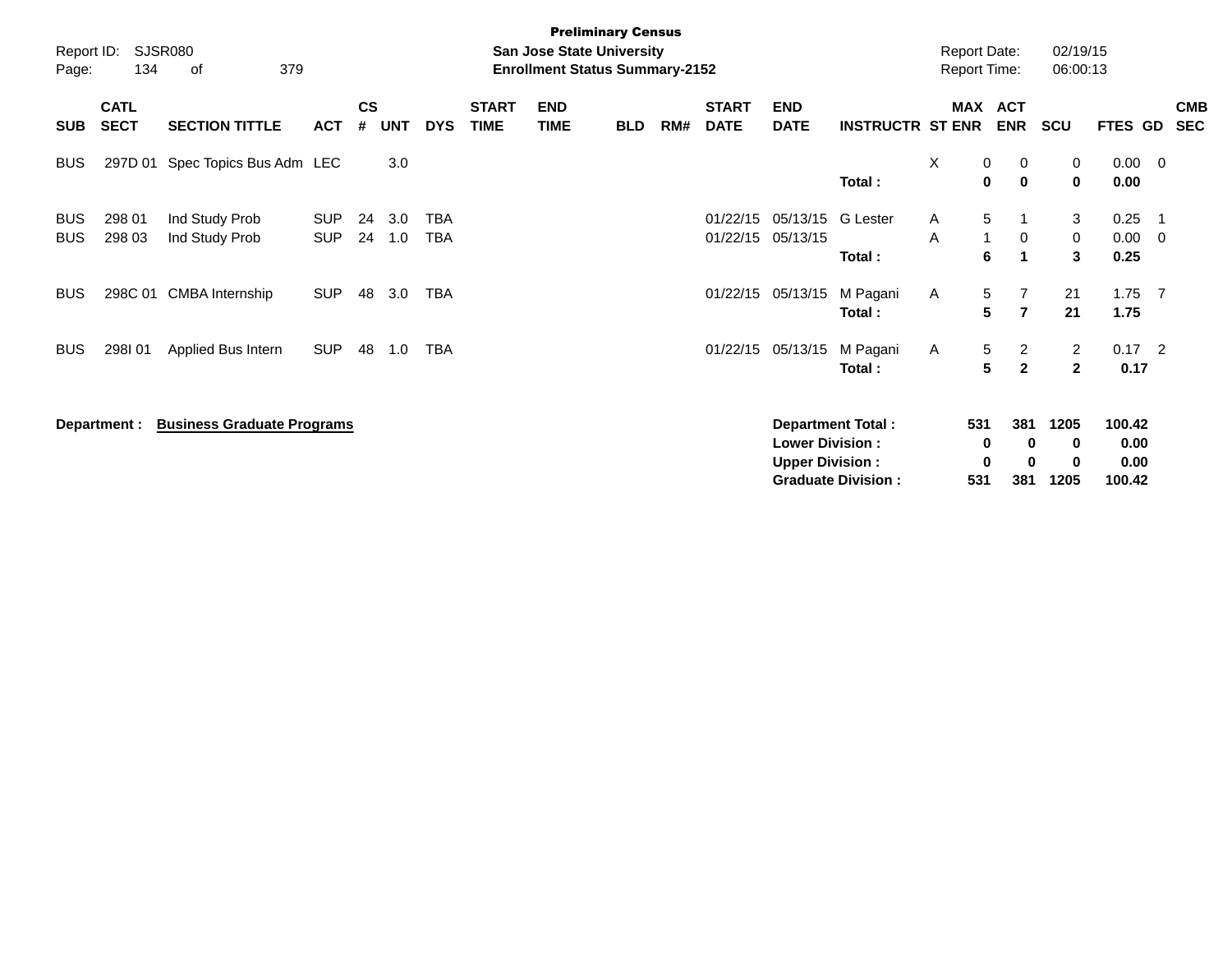**Preliminary Census**

Report ID: SJSR080

**San Jose State University**

**Enrollment Status Summary-2152**

Report Date: 02/19/15

Report Time: 06:00:13

| SUB | CATL SECT | SECTION TITTLE | ACT | CS # | UNT | DYS | START TIME | END TIME | BLD | RM# | START DATE | END DATE | INSTRUCTR | ST | MAX ENR | ACT ENR | SCU | FTES | GD | CMB SEC |
|---|---|---|---|---|---|---|---|---|---|---|---|---|---|---|---|---|---|---|---|---|
| BUS | 297D 01 | Spec Topics Bus Adm | LEC | | 3.0 | | | | | | | | | X | 0 | 0 | 0 | 0.00 | 0 | |
| | | | | | | | | | | | | | **Total :** | | **0** | **0** | **0** | **0.00** | | |
| BUS | 298 01 | Ind Study Prob | SUP | 24 | 3.0 | TBA | | | | | 01/22/15 | 05/13/15 | G Lester | A | 5 | 1 | 3 | 0.25 | 1 | |
| BUS | 298 03 | Ind Study Prob | SUP | 24 | 1.0 | TBA | | | | | 01/22/15 | 05/13/15 | | A | 1 | 0 | 0 | 0.00 | 0 | |
| | | | | | | | | | | | | | **Total :** | | **6** | **1** | **3** | **0.25** | | |
| BUS | 298C 01 | CMBA Internship | SUP | 48 | 3.0 | TBA | | | | | 01/22/15 | 05/13/15 | M Pagani | A | 5 | 7 | 21 | 1.75 | 7 | |
| | | | | | | | | | | | | | **Total :** | | **5** | **7** | **21** | **1.75** | | |
| BUS | 298I 01 | Applied Bus Intern | SUP | 48 | 1.0 | TBA | | | | | 01/22/15 | 05/13/15 | M Pagani | A | 5 | 2 | 2 | 0.17 | 2 | |
| | | | | | | | | | | | | | **Total :** | | **5** | **2** | **2** | **0.17** | | |

**Department :** **Business Graduate Programs**

| | MAX ENR | ACT ENR | SCU | FTES |
|---|---|---|---|---|
| **Department Total :** | **531** | **381** | **1205** | **100.42** |
| **Lower Division :** | **0** | **0** | **0** | **0.00** |
| **Upper Division :** | **0** | **0** | **0** | **0.00** |
| **Graduate Division :** | **531** | **381** | **1205** | **100.42** |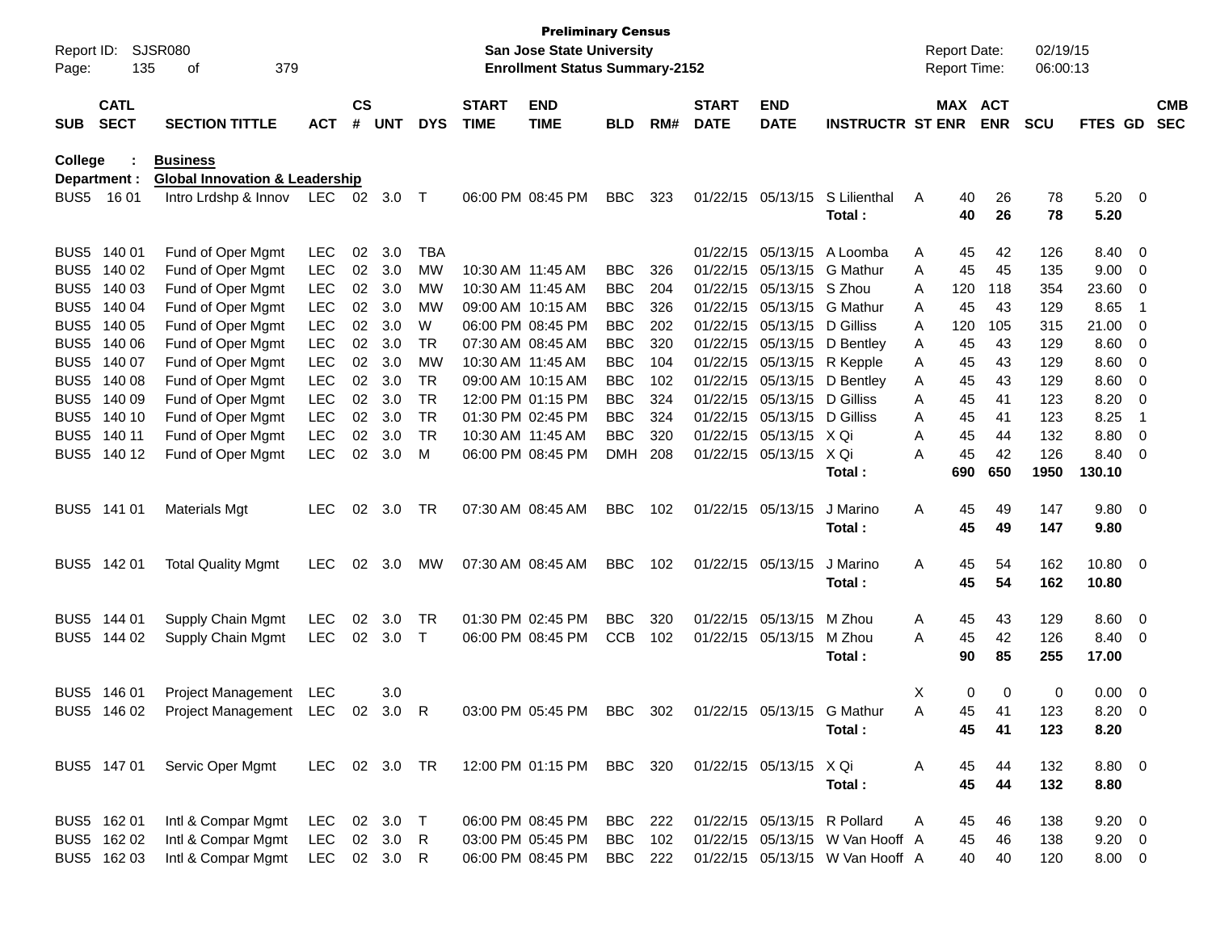**Preliminary Census**
**San Jose State University**
**Enrollment Status Summary-2152**

Report ID: SJSR080
Report Date: 02/19/15
Report Time: 06:00:13

**College : Business**
**Department : Global Innovation & Leadership**

| SUB | CATL SECT | SECTION TITTLE | ACT | CS # | UNT | DYS | START TIME | END TIME | BLD | RM# | START DATE | END DATE | INSTRUCTR | ST | MAX ENR | ACT ENR | SCU | FTES | GD | CMB SEC |
|---|---|---|---|---|---|---|---|---|---|---|---|---|---|---|---|---|---|---|---|---|
| BUS5 | 16 01 | Intro Lrdshp & Innov | LEC | 02 | 3.0 | T | 06:00 PM | 08:45 PM | BBC | 323 | 01/22/15 | 05/13/15 | S Lilienthal | A | 40 | 26 | 78 | 5.20 | 0 | |
| | | | | | | | | | | | | | **Total :** | | **40** | **26** | **78** | **5.20** | | |
| BUS5 | 140 01 | Fund of Oper Mgmt | LEC | 02 | 3.0 | TBA | | | | | 01/22/15 | 05/13/15 | A Loomba | A | 45 | 42 | 126 | 8.40 | 0 | |
| BUS5 | 140 02 | Fund of Oper Mgmt | LEC | 02 | 3.0 | MW | 10:30 AM | 11:45 AM | BBC | 326 | 01/22/15 | 05/13/15 | G Mathur | A | 45 | 45 | 135 | 9.00 | 0 | |
| BUS5 | 140 03 | Fund of Oper Mgmt | LEC | 02 | 3.0 | MW | 10:30 AM | 11:45 AM | BBC | 204 | 01/22/15 | 05/13/15 | S Zhou | A | 120 | 118 | 354 | 23.60 | 0 | |
| BUS5 | 140 04 | Fund of Oper Mgmt | LEC | 02 | 3.0 | MW | 09:00 AM | 10:15 AM | BBC | 326 | 01/22/15 | 05/13/15 | G Mathur | A | 45 | 43 | 129 | 8.65 | 1 | |
| BUS5 | 140 05 | Fund of Oper Mgmt | LEC | 02 | 3.0 | W | 06:00 PM | 08:45 PM | BBC | 202 | 01/22/15 | 05/13/15 | D Gilliss | A | 120 | 105 | 315 | 21.00 | 0 | |
| BUS5 | 140 06 | Fund of Oper Mgmt | LEC | 02 | 3.0 | TR | 07:30 AM | 08:45 AM | BBC | 320 | 01/22/15 | 05/13/15 | D Bentley | A | 45 | 43 | 129 | 8.60 | 0 | |
| BUS5 | 140 07 | Fund of Oper Mgmt | LEC | 02 | 3.0 | MW | 10:30 AM | 11:45 AM | BBC | 104 | 01/22/15 | 05/13/15 | R Kepple | A | 45 | 43 | 129 | 8.60 | 0 | |
| BUS5 | 140 08 | Fund of Oper Mgmt | LEC | 02 | 3.0 | TR | 09:00 AM | 10:15 AM | BBC | 102 | 01/22/15 | 05/13/15 | D Bentley | A | 45 | 43 | 129 | 8.60 | 0 | |
| BUS5 | 140 09 | Fund of Oper Mgmt | LEC | 02 | 3.0 | TR | 12:00 PM | 01:15 PM | BBC | 324 | 01/22/15 | 05/13/15 | D Gilliss | A | 45 | 41 | 123 | 8.20 | 0 | |
| BUS5 | 140 10 | Fund of Oper Mgmt | LEC | 02 | 3.0 | TR | 01:30 PM | 02:45 PM | BBC | 324 | 01/22/15 | 05/13/15 | D Gilliss | A | 45 | 41 | 123 | 8.25 | 1 | |
| BUS5 | 140 11 | Fund of Oper Mgmt | LEC | 02 | 3.0 | TR | 10:30 AM | 11:45 AM | BBC | 320 | 01/22/15 | 05/13/15 | X Qi | A | 45 | 44 | 132 | 8.80 | 0 | |
| BUS5 | 140 12 | Fund of Oper Mgmt | LEC | 02 | 3.0 | M | 06:00 PM | 08:45 PM | DMH | 208 | 01/22/15 | 05/13/15 | X Qi | A | 45 | 42 | 126 | 8.40 | 0 | |
| | | | | | | | | | | | | | **Total :** | | **690** | **650** | **1950** | **130.10** | | |
| BUS5 | 141 01 | Materials Mgt | LEC | 02 | 3.0 | TR | 07:30 AM | 08:45 AM | BBC | 102 | 01/22/15 | 05/13/15 | J Marino | A | 45 | 49 | 147 | 9.80 | 0 | |
| | | | | | | | | | | | | | **Total :** | | **45** | **49** | **147** | **9.80** | | |
| BUS5 | 142 01 | Total Quality Mgmt | LEC | 02 | 3.0 | MW | 07:30 AM | 08:45 AM | BBC | 102 | 01/22/15 | 05/13/15 | J Marino | A | 45 | 54 | 162 | 10.80 | 0 | |
| | | | | | | | | | | | | | **Total :** | | **45** | **54** | **162** | **10.80** | | |
| BUS5 | 144 01 | Supply Chain Mgmt | LEC | 02 | 3.0 | TR | 01:30 PM | 02:45 PM | BBC | 320 | 01/22/15 | 05/13/15 | M Zhou | A | 45 | 43 | 129 | 8.60 | 0 | |
| BUS5 | 144 02 | Supply Chain Mgmt | LEC | 02 | 3.0 | T | 06:00 PM | 08:45 PM | CCB | 102 | 01/22/15 | 05/13/15 | M Zhou | A | 45 | 42 | 126 | 8.40 | 0 | |
| | | | | | | | | | | | | | **Total :** | | **90** | **85** | **255** | **17.00** | | |
| BUS5 | 146 01 | Project Management | LEC | | 3.0 | | | | | | | | | X | 0 | 0 | 0 | 0.00 | 0 | |
| BUS5 | 146 02 | Project Management | LEC | 02 | 3.0 | R | 03:00 PM | 05:45 PM | BBC | 302 | 01/22/15 | 05/13/15 | G Mathur | A | 45 | 41 | 123 | 8.20 | 0 | |
| | | | | | | | | | | | | | **Total :** | | **45** | **41** | **123** | **8.20** | | |
| BUS5 | 147 01 | Servic Oper Mgmt | LEC | 02 | 3.0 | TR | 12:00 PM | 01:15 PM | BBC | 320 | 01/22/15 | 05/13/15 | X Qi | A | 45 | 44 | 132 | 8.80 | 0 | |
| | | | | | | | | | | | | | **Total :** | | **45** | **44** | **132** | **8.80** | | |
| BUS5 | 162 01 | Intl & Compar Mgmt | LEC | 02 | 3.0 | T | 06:00 PM | 08:45 PM | BBC | 222 | 01/22/15 | 05/13/15 | R Pollard | A | 45 | 46 | 138 | 9.20 | 0 | |
| BUS5 | 162 02 | Intl & Compar Mgmt | LEC | 02 | 3.0 | R | 03:00 PM | 05:45 PM | BBC | 102 | 01/22/15 | 05/13/15 | W Van Hooff | A | 45 | 46 | 138 | 9.20 | 0 | |
| BUS5 | 162 03 | Intl & Compar Mgmt | LEC | 02 | 3.0 | R | 06:00 PM | 08:45 PM | BBC | 222 | 01/22/15 | 05/13/15 | W Van Hooff | A | 40 | 40 | 120 | 8.00 | 0 | |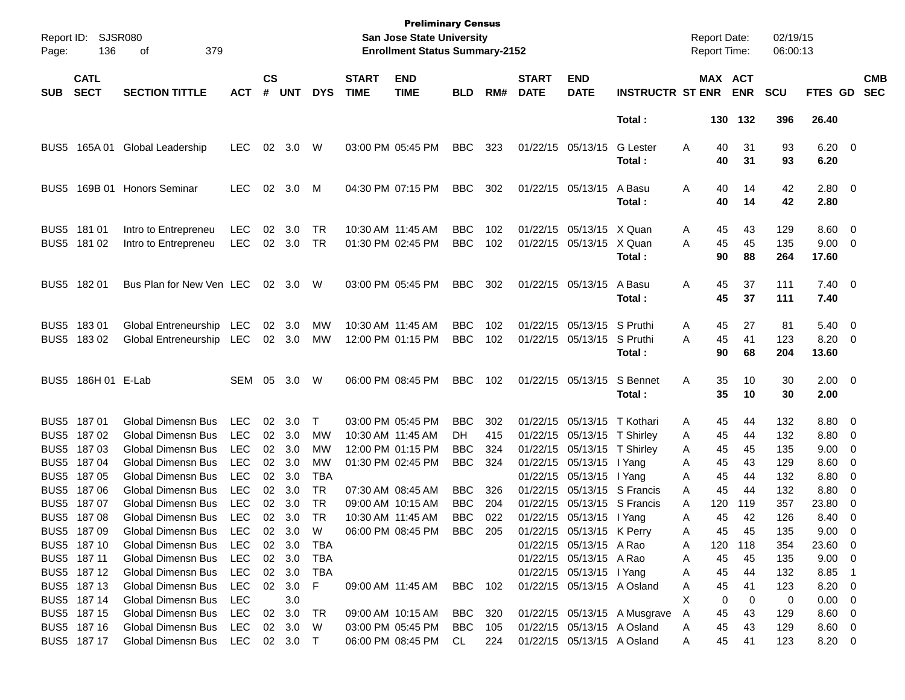**Preliminary Census**
**San Jose State University**
**Enrollment Status Summary-2152**

Report ID: SJSR080
Report Date: 02/19/15
Report Time: 06:00:13

| SUB | CATL SECT | SECTION TITTLE | ACT | CS # | UNT | DYS | START TIME | END TIME | BLD | RM# | START DATE | END DATE | INSTRUCTR | ST | MAX ENR | ACT ENR | SCU | FTES | GD | CMB SEC |
|---|---|---|---|---|---|---|---|---|---|---|---|---|---|---|---|---|---|---|---|---|
| | | | | | | | | | | | | | **Total :** | | **130** | **132** | **396** | **26.40** | | |
| BUS5 | 165A 01 | Global Leadership | LEC | 02 | 3.0 | W | 03:00 PM | 05:45 PM | BBC | 323 | 01/22/15 | 05/13/15 | G Lester | A | 40 | 31 | 93 | 6.20 | 0 | |
| | | | | | | | | | | | | | **Total :** | | **40** | **31** | **93** | **6.20** | | |
| BUS5 | 169B 01 | Honors Seminar | LEC | 02 | 3.0 | M | 04:30 PM | 07:15 PM | BBC | 302 | 01/22/15 | 05/13/15 | A Basu | A | 40 | 14 | 42 | 2.80 | 0 | |
| | | | | | | | | | | | | | **Total :** | | **40** | **14** | **42** | **2.80** | | |
| BUS5 | 181 01 | Intro to Entrepreneu | LEC | 02 | 3.0 | TR | 10:30 AM | 11:45 AM | BBC | 102 | 01/22/15 | 05/13/15 | X Quan | A | 45 | 43 | 129 | 8.60 | 0 | |
| BUS5 | 181 02 | Intro to Entrepreneu | LEC | 02 | 3.0 | TR | 01:30 PM | 02:45 PM | BBC | 102 | 01/22/15 | 05/13/15 | X Quan | A | 45 | 45 | 135 | 9.00 | 0 | |
| | | | | | | | | | | | | | **Total :** | | **90** | **88** | **264** | **17.60** | | |
| BUS5 | 182 01 | Bus Plan for New Ven | LEC | 02 | 3.0 | W | 03:00 PM | 05:45 PM | BBC | 302 | 01/22/15 | 05/13/15 | A Basu | A | 45 | 37 | 111 | 7.40 | 0 | |
| | | | | | | | | | | | | | **Total :** | | **45** | **37** | **111** | **7.40** | | |
| BUS5 | 183 01 | Global Entreneurship | LEC | 02 | 3.0 | MW | 10:30 AM | 11:45 AM | BBC | 102 | 01/22/15 | 05/13/15 | S Pruthi | A | 45 | 27 | 81 | 5.40 | 0 | |
| BUS5 | 183 02 | Global Entreneurship | LEC | 02 | 3.0 | MW | 12:00 PM | 01:15 PM | BBC | 102 | 01/22/15 | 05/13/15 | S Pruthi | A | 45 | 41 | 123 | 8.20 | 0 | |
| | | | | | | | | | | | | | **Total :** | | **90** | **68** | **204** | **13.60** | | |
| BUS5 | 186H 01 | E-Lab | SEM | 05 | 3.0 | W | 06:00 PM | 08:45 PM | BBC | 102 | 01/22/15 | 05/13/15 | S Bennet | A | 35 | 10 | 30 | 2.00 | 0 | |
| | | | | | | | | | | | | | **Total :** | | **35** | **10** | **30** | **2.00** | | |
| BUS5 | 187 01 | Global Dimensn Bus | LEC | 02 | 3.0 | T | 03:00 PM | 05:45 PM | BBC | 302 | 01/22/15 | 05/13/15 | T Kothari | A | 45 | 44 | 132 | 8.80 | 0 | |
| BUS5 | 187 02 | Global Dimensn Bus | LEC | 02 | 3.0 | MW | 10:30 AM | 11:45 AM | DH | 415 | 01/22/15 | 05/13/15 | T Shirley | A | 45 | 44 | 132 | 8.80 | 0 | |
| BUS5 | 187 03 | Global Dimensn Bus | LEC | 02 | 3.0 | MW | 12:00 PM | 01:15 PM | BBC | 324 | 01/22/15 | 05/13/15 | T Shirley | A | 45 | 45 | 135 | 9.00 | 0 | |
| BUS5 | 187 04 | Global Dimensn Bus | LEC | 02 | 3.0 | MW | 01:30 PM | 02:45 PM | BBC | 324 | 01/22/15 | 05/13/15 | I Yang | A | 45 | 43 | 129 | 8.60 | 0 | |
| BUS5 | 187 05 | Global Dimensn Bus | LEC | 02 | 3.0 | TBA | | | | | 01/22/15 | 05/13/15 | I Yang | A | 45 | 44 | 132 | 8.80 | 0 | |
| BUS5 | 187 06 | Global Dimensn Bus | LEC | 02 | 3.0 | TR | 07:30 AM | 08:45 AM | BBC | 326 | 01/22/15 | 05/13/15 | S Francis | A | 45 | 44 | 132 | 8.80 | 0 | |
| BUS5 | 187 07 | Global Dimensn Bus | LEC | 02 | 3.0 | TR | 09:00 AM | 10:15 AM | BBC | 204 | 01/22/15 | 05/13/15 | S Francis | A | 120 | 119 | 357 | 23.80 | 0 | |
| BUS5 | 187 08 | Global Dimensn Bus | LEC | 02 | 3.0 | TR | 10:30 AM | 11:45 AM | BBC | 022 | 01/22/15 | 05/13/15 | I Yang | A | 45 | 42 | 126 | 8.40 | 0 | |
| BUS5 | 187 09 | Global Dimensn Bus | LEC | 02 | 3.0 | W | 06:00 PM | 08:45 PM | BBC | 205 | 01/22/15 | 05/13/15 | K Perry | A | 45 | 45 | 135 | 9.00 | 0 | |
| BUS5 | 187 10 | Global Dimensn Bus | LEC | 02 | 3.0 | TBA | | | | | 01/22/15 | 05/13/15 | A Rao | A | 120 | 118 | 354 | 23.60 | 0 | |
| BUS5 | 187 11 | Global Dimensn Bus | LEC | 02 | 3.0 | TBA | | | | | 01/22/15 | 05/13/15 | A Rao | A | 45 | 45 | 135 | 9.00 | 0 | |
| BUS5 | 187 12 | Global Dimensn Bus | LEC | 02 | 3.0 | TBA | | | | | 01/22/15 | 05/13/15 | I Yang | A | 45 | 44 | 132 | 8.85 | 1 | |
| BUS5 | 187 13 | Global Dimensn Bus | LEC | 02 | 3.0 | F | 09:00 AM | 11:45 AM | BBC | 102 | 01/22/15 | 05/13/15 | A Osland | A | 45 | 41 | 123 | 8.20 | 0 | |
| BUS5 | 187 14 | Global Dimensn Bus | LEC | | 3.0 | | | | | | | | | X | 0 | 0 | 0 | 0.00 | 0 | |
| BUS5 | 187 15 | Global Dimensn Bus | LEC | 02 | 3.0 | TR | 09:00 AM | 10:15 AM | BBC | 320 | 01/22/15 | 05/13/15 | A Musgrave | A | 45 | 43 | 129 | 8.60 | 0 | |
| BUS5 | 187 16 | Global Dimensn Bus | LEC | 02 | 3.0 | W | 03:00 PM | 05:45 PM | BBC | 105 | 01/22/15 | 05/13/15 | A Osland | A | 45 | 43 | 129 | 8.60 | 0 | |
| BUS5 | 187 17 | Global Dimensn Bus | LEC | 02 | 3.0 | T | 06:00 PM | 08:45 PM | CL | 224 | 01/22/15 | 05/13/15 | A Osland | A | 45 | 41 | 123 | 8.20 | 0 | |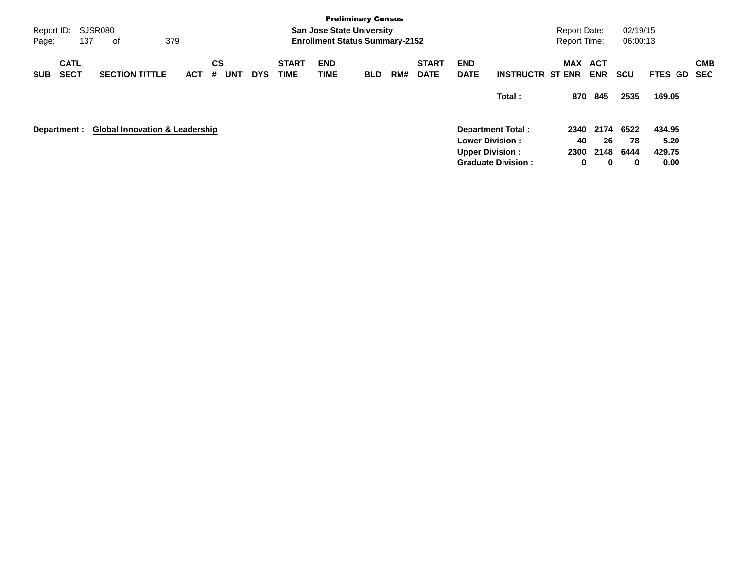| SUB | CATL SECT | SECTION TITTLE | ACT | CS # | UNT | DYS | START TIME | END TIME | BLD | RM# | START DATE | END DATE | INSTRUCTR | MAX ST ENR | ACT ENR | SCU | FTES | GD | CMB SEC |
|---|---|---|---|---|---|---|---|---|---|---|---|---|---|---|---|---|---|---|---|
| | | | | | | | | | | | | | **Total :** | **870** | **845** | **2535** | **169.05** | | |

**Department :** **Global Innovation & Leadership**

| | MAX ST ENR | ACT ENR | SCU | FTES |
|---|---|---|---|---|
| **Department Total :** | **2340** | **2174** | **6522** | **434.95** |
| **Lower Division :** | **40** | **26** | **78** | **5.20** |
| **Upper Division :** | **2300** | **2148** | **6444** | **429.75** |
| **Graduate Division :** | **0** | **0** | **0** | **0.00** |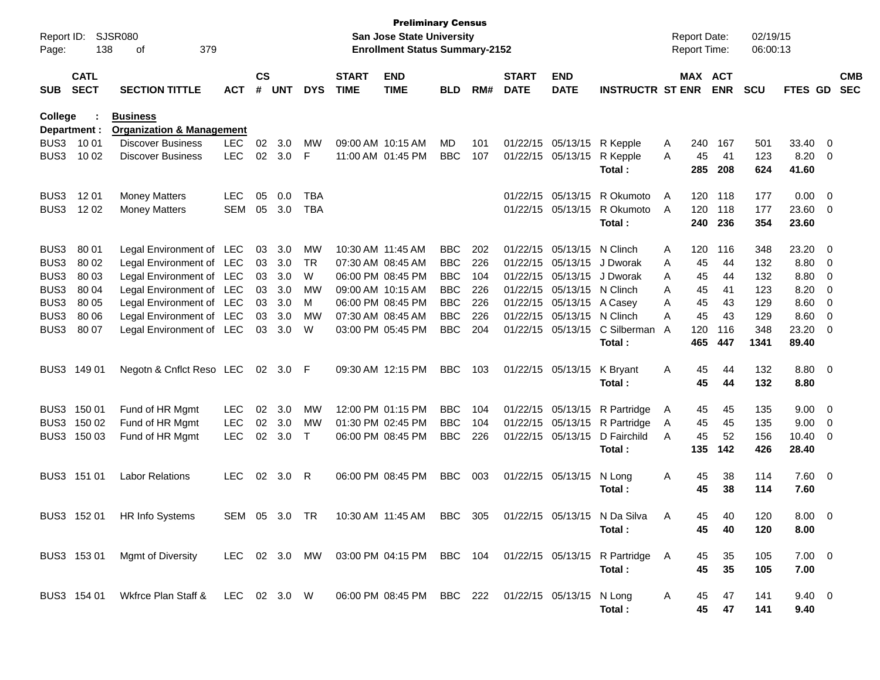**Preliminary Census**
**San Jose State University**
**Enrollment Status Summary-2152**

Report ID: SJSR080
Report Date: 02/19/15
Report Time: 06:00:13

| SUB | CATL SECT | SECTION TITTLE | ACT | CS # | UNT | DYS | START TIME | END TIME | BLD | RM# | START DATE | END DATE | INSTRUCTR | ST | MAX ENR | ACT ENR | SCU | FTES | GD | CMB SEC |
|---|---|---|---|---|---|---|---|---|---|---|---|---|---|---|---|---|---|---|---|---|
| **College :** | | **Business** | | | | | | | | | | | | | | | | | | |
| **Department :** | | **Organization & Management** | | | | | | | | | | | | | | | | | | |
| BUS3 | 10 01 | Discover Business | LEC | 02 | 3.0 | MW | 09:00 AM | 10:15 AM | MD | 101 | 01/22/15 | 05/13/15 | R Kepple | A | 240 | 167 | 501 | 33.40 | 0 | |
| BUS3 | 10 02 | Discover Business | LEC | 02 | 3.0 | F | 11:00 AM | 01:45 PM | BBC | 107 | 01/22/15 | 05/13/15 | R Kepple | A | 45 | 41 | 123 | 8.20 | 0 | |
| | | | | | | | | | | | | | **Total :** | | **285** | **208** | **624** | **41.60** | | |
| BUS3 | 12 01 | Money Matters | LEC | 05 | 0.0 | TBA | | | | | 01/22/15 | 05/13/15 | R Okumoto | A | 120 | 118 | 177 | 0.00 | 0 | |
| BUS3 | 12 02 | Money Matters | SEM | 05 | 3.0 | TBA | | | | | 01/22/15 | 05/13/15 | R Okumoto | A | 120 | 118 | 177 | 23.60 | 0 | |
| | | | | | | | | | | | | | **Total :** | | **240** | **236** | **354** | **23.60** | | |
| BUS3 | 80 01 | Legal Environment of | LEC | 03 | 3.0 | MW | 10:30 AM | 11:45 AM | BBC | 202 | 01/22/15 | 05/13/15 | N Clinch | A | 120 | 116 | 348 | 23.20 | 0 | |
| BUS3 | 80 02 | Legal Environment of | LEC | 03 | 3.0 | TR | 07:30 AM | 08:45 AM | BBC | 226 | 01/22/15 | 05/13/15 | J Dworak | A | 45 | 44 | 132 | 8.80 | 0 | |
| BUS3 | 80 03 | Legal Environment of | LEC | 03 | 3.0 | W | 06:00 PM | 08:45 PM | BBC | 104 | 01/22/15 | 05/13/15 | J Dworak | A | 45 | 44 | 132 | 8.80 | 0 | |
| BUS3 | 80 04 | Legal Environment of | LEC | 03 | 3.0 | MW | 09:00 AM | 10:15 AM | BBC | 226 | 01/22/15 | 05/13/15 | N Clinch | A | 45 | 41 | 123 | 8.20 | 0 | |
| BUS3 | 80 05 | Legal Environment of | LEC | 03 | 3.0 | M | 06:00 PM | 08:45 PM | BBC | 226 | 01/22/15 | 05/13/15 | A Casey | A | 45 | 43 | 129 | 8.60 | 0 | |
| BUS3 | 80 06 | Legal Environment of | LEC | 03 | 3.0 | MW | 07:30 AM | 08:45 AM | BBC | 226 | 01/22/15 | 05/13/15 | N Clinch | A | 45 | 43 | 129 | 8.60 | 0 | |
| BUS3 | 80 07 | Legal Environment of | LEC | 03 | 3.0 | W | 03:00 PM | 05:45 PM | BBC | 204 | 01/22/15 | 05/13/15 | C Silberman | A | 120 | 116 | 348 | 23.20 | 0 | |
| | | | | | | | | | | | | | **Total :** | | **465** | **447** | **1341** | **89.40** | | |
| BUS3 | 149 01 | Negotn & Cnflct Reso | LEC | 02 | 3.0 | F | 09:30 AM | 12:15 PM | BBC | 103 | 01/22/15 | 05/13/15 | K Bryant | A | 45 | 44 | 132 | 8.80 | 0 | |
| | | | | | | | | | | | | | **Total :** | | **45** | **44** | **132** | **8.80** | | |
| BUS3 | 150 01 | Fund of HR Mgmt | LEC | 02 | 3.0 | MW | 12:00 PM | 01:15 PM | BBC | 104 | 01/22/15 | 05/13/15 | R Partridge | A | 45 | 45 | 135 | 9.00 | 0 | |
| BUS3 | 150 02 | Fund of HR Mgmt | LEC | 02 | 3.0 | MW | 01:30 PM | 02:45 PM | BBC | 104 | 01/22/15 | 05/13/15 | R Partridge | A | 45 | 45 | 135 | 9.00 | 0 | |
| BUS3 | 150 03 | Fund of HR Mgmt | LEC | 02 | 3.0 | T | 06:00 PM | 08:45 PM | BBC | 226 | 01/22/15 | 05/13/15 | D Fairchild | A | 45 | 52 | 156 | 10.40 | 0 | |
| | | | | | | | | | | | | | **Total :** | | **135** | **142** | **426** | **28.40** | | |
| BUS3 | 151 01 | Labor Relations | LEC | 02 | 3.0 | R | 06:00 PM | 08:45 PM | BBC | 003 | 01/22/15 | 05/13/15 | N Long | A | 45 | 38 | 114 | 7.60 | 0 | |
| | | | | | | | | | | | | | **Total :** | | **45** | **38** | **114** | **7.60** | | |
| BUS3 | 152 01 | HR Info Systems | SEM | 05 | 3.0 | TR | 10:30 AM | 11:45 AM | BBC | 305 | 01/22/15 | 05/13/15 | N Da Silva | A | 45 | 40 | 120 | 8.00 | 0 | |
| | | | | | | | | | | | | | **Total :** | | **45** | **40** | **120** | **8.00** | | |
| BUS3 | 153 01 | Mgmt of Diversity | LEC | 02 | 3.0 | MW | 03:00 PM | 04:15 PM | BBC | 104 | 01/22/15 | 05/13/15 | R Partridge | A | 45 | 35 | 105 | 7.00 | 0 | |
| | | | | | | | | | | | | | **Total :** | | **45** | **35** | **105** | **7.00** | | |
| BUS3 | 154 01 | Wkfrce Plan Staff & | LEC | 02 | 3.0 | W | 06:00 PM | 08:45 PM | BBC | 222 | 01/22/15 | 05/13/15 | N Long | A | 45 | 47 | 141 | 9.40 | 0 | |
| | | | | | | | | | | | | | **Total :** | | **45** | **47** | **141** | **9.40** | | |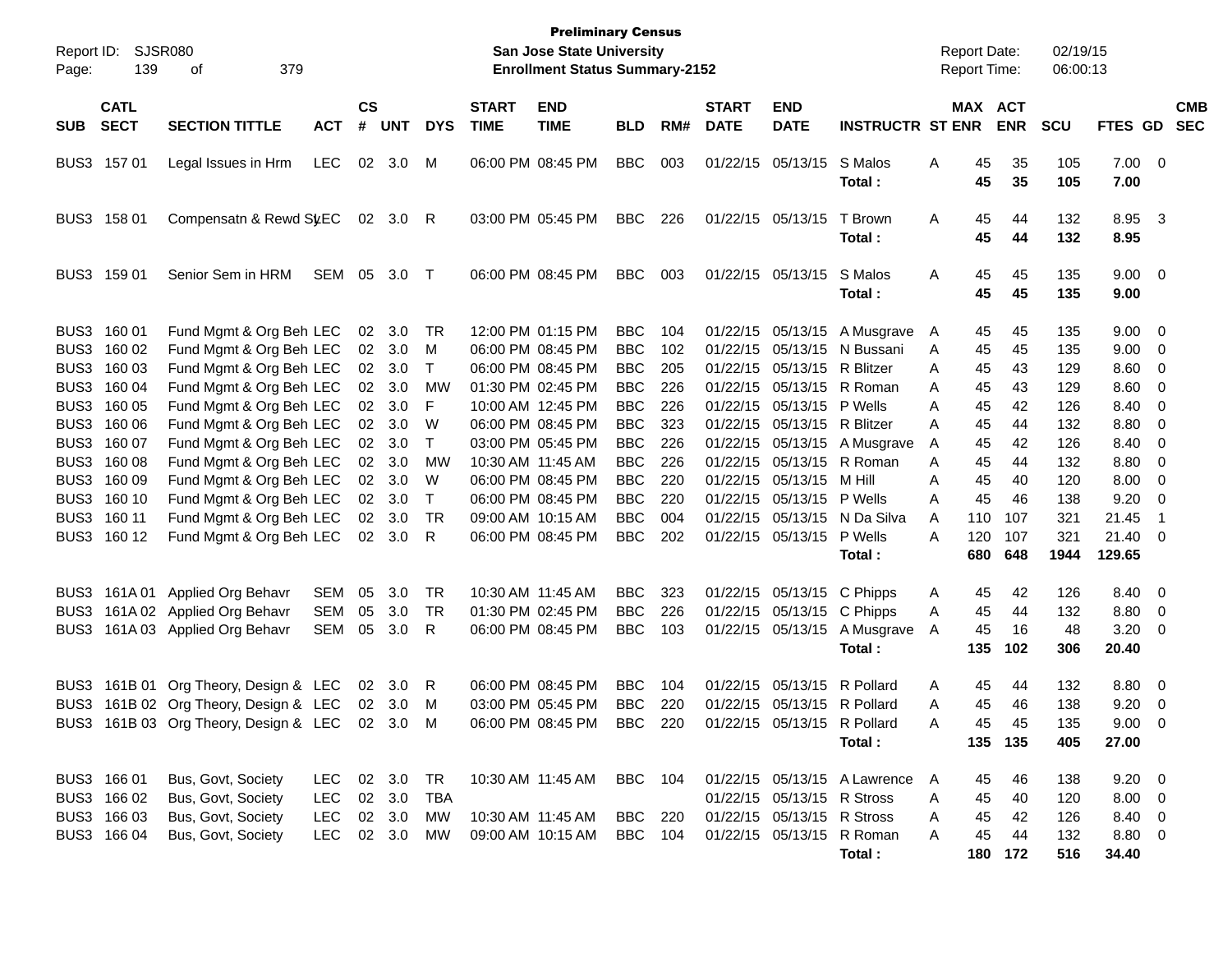Report ID: SJSR080
Page: 139 of 379

**Preliminary Census**
**San Jose State University**
**Enrollment Status Summary-2152**

Report Date: 02/19/15
Report Time: 06:00:13

| SUB | CATL SECT | SECTION TITTLE | ACT | CS # | UNT | DYS | START TIME | END TIME | BLD | RM# | START DATE | END DATE | INSTRUCTR | ST | MAX ENR | ACT ENR | SCU | FTES | GD | CMB SEC |
|---|---|---|---|---|---|---|---|---|---|---|---|---|---|---|---|---|---|---|---|---|
| BUS3 | 157 01 | Legal Issues in Hrm | LEC | 02 | 3.0 | M | 06:00 PM | 08:45 PM | BBC | 003 | 01/22/15 | 05/13/15 | S Malos | A | 45 | 35 | 105 | 7.00 | 0 | |
| | | | | | | | | | | | | | **Total :** | | **45** | **35** | **105** | **7.00** | | |
| BUS3 | 158 01 | Compensatn & Rewd Sy | LEC | 02 | 3.0 | R | 03:00 PM | 05:45 PM | BBC | 226 | 01/22/15 | 05/13/15 | T Brown | A | 45 | 44 | 132 | 8.95 | 3 | |
| | | | | | | | | | | | | | **Total :** | | **45** | **44** | **132** | **8.95** | | |
| BUS3 | 159 01 | Senior Sem in HRM | SEM | 05 | 3.0 | T | 06:00 PM | 08:45 PM | BBC | 003 | 01/22/15 | 05/13/15 | S Malos | A | 45 | 45 | 135 | 9.00 | 0 | |
| | | | | | | | | | | | | | **Total :** | | **45** | **45** | **135** | **9.00** | | |
| BUS3 | 160 01 | Fund Mgmt & Org Beh | LEC | 02 | 3.0 | TR | 12:00 PM | 01:15 PM | BBC | 104 | 01/22/15 | 05/13/15 | A Musgrave | A | 45 | 45 | 135 | 9.00 | 0 | |
| BUS3 | 160 02 | Fund Mgmt & Org Beh | LEC | 02 | 3.0 | M | 06:00 PM | 08:45 PM | BBC | 102 | 01/22/15 | 05/13/15 | N Bussani | A | 45 | 45 | 135 | 9.00 | 0 | |
| BUS3 | 160 03 | Fund Mgmt & Org Beh | LEC | 02 | 3.0 | T | 06:00 PM | 08:45 PM | BBC | 205 | 01/22/15 | 05/13/15 | R Blitzer | A | 45 | 43 | 129 | 8.60 | 0 | |
| BUS3 | 160 04 | Fund Mgmt & Org Beh | LEC | 02 | 3.0 | MW | 01:30 PM | 02:45 PM | BBC | 226 | 01/22/15 | 05/13/15 | R Roman | A | 45 | 43 | 129 | 8.60 | 0 | |
| BUS3 | 160 05 | Fund Mgmt & Org Beh | LEC | 02 | 3.0 | F | 10:00 AM | 12:45 PM | BBC | 226 | 01/22/15 | 05/13/15 | P Wells | A | 45 | 42 | 126 | 8.40 | 0 | |
| BUS3 | 160 06 | Fund Mgmt & Org Beh | LEC | 02 | 3.0 | W | 06:00 PM | 08:45 PM | BBC | 323 | 01/22/15 | 05/13/15 | R Blitzer | A | 45 | 44 | 132 | 8.80 | 0 | |
| BUS3 | 160 07 | Fund Mgmt & Org Beh | LEC | 02 | 3.0 | T | 03:00 PM | 05:45 PM | BBC | 226 | 01/22/15 | 05/13/15 | A Musgrave | A | 45 | 42 | 126 | 8.40 | 0 | |
| BUS3 | 160 08 | Fund Mgmt & Org Beh | LEC | 02 | 3.0 | MW | 10:30 AM | 11:45 AM | BBC | 226 | 01/22/15 | 05/13/15 | R Roman | A | 45 | 44 | 132 | 8.80 | 0 | |
| BUS3 | 160 09 | Fund Mgmt & Org Beh | LEC | 02 | 3.0 | W | 06:00 PM | 08:45 PM | BBC | 220 | 01/22/15 | 05/13/15 | M Hill | A | 45 | 40 | 120 | 8.00 | 0 | |
| BUS3 | 160 10 | Fund Mgmt & Org Beh | LEC | 02 | 3.0 | T | 06:00 PM | 08:45 PM | BBC | 220 | 01/22/15 | 05/13/15 | P Wells | A | 45 | 46 | 138 | 9.20 | 0 | |
| BUS3 | 160 11 | Fund Mgmt & Org Beh | LEC | 02 | 3.0 | TR | 09:00 AM | 10:15 AM | BBC | 004 | 01/22/15 | 05/13/15 | N Da Silva | A | 110 | 107 | 321 | 21.45 | 1 | |
| BUS3 | 160 12 | Fund Mgmt & Org Beh | LEC | 02 | 3.0 | R | 06:00 PM | 08:45 PM | BBC | 202 | 01/22/15 | 05/13/15 | P Wells | A | 120 | 107 | 321 | 21.40 | 0 | |
| | | | | | | | | | | | | | **Total :** | | **680** | **648** | **1944** | **129.65** | | |
| BUS3 | 161A 01 | Applied Org Behavr | SEM | 05 | 3.0 | TR | 10:30 AM | 11:45 AM | BBC | 323 | 01/22/15 | 05/13/15 | C Phipps | A | 45 | 42 | 126 | 8.40 | 0 | |
| BUS3 | 161A 02 | Applied Org Behavr | SEM | 05 | 3.0 | TR | 01:30 PM | 02:45 PM | BBC | 226 | 01/22/15 | 05/13/15 | C Phipps | A | 45 | 44 | 132 | 8.80 | 0 | |
| BUS3 | 161A 03 | Applied Org Behavr | SEM | 05 | 3.0 | R | 06:00 PM | 08:45 PM | BBC | 103 | 01/22/15 | 05/13/15 | A Musgrave | A | 45 | 16 | 48 | 3.20 | 0 | |
| | | | | | | | | | | | | | **Total :** | | **135** | **102** | **306** | **20.40** | | |
| BUS3 | 161B 01 | Org Theory, Design & | LEC | 02 | 3.0 | R | 06:00 PM | 08:45 PM | BBC | 104 | 01/22/15 | 05/13/15 | R Pollard | A | 45 | 44 | 132 | 8.80 | 0 | |
| BUS3 | 161B 02 | Org Theory, Design & | LEC | 02 | 3.0 | M | 03:00 PM | 05:45 PM | BBC | 220 | 01/22/15 | 05/13/15 | R Pollard | A | 45 | 46 | 138 | 9.20 | 0 | |
| BUS3 | 161B 03 | Org Theory, Design & | LEC | 02 | 3.0 | M | 06:00 PM | 08:45 PM | BBC | 220 | 01/22/15 | 05/13/15 | R Pollard | A | 45 | 45 | 135 | 9.00 | 0 | |
| | | | | | | | | | | | | | **Total :** | | **135** | **135** | **405** | **27.00** | | |
| BUS3 | 166 01 | Bus, Govt, Society | LEC | 02 | 3.0 | TR | 10:30 AM | 11:45 AM | BBC | 104 | 01/22/15 | 05/13/15 | A Lawrence | A | 45 | 46 | 138 | 9.20 | 0 | |
| BUS3 | 166 02 | Bus, Govt, Society | LEC | 02 | 3.0 | TBA | | | | | 01/22/15 | 05/13/15 | R Stross | A | 45 | 40 | 120 | 8.00 | 0 | |
| BUS3 | 166 03 | Bus, Govt, Society | LEC | 02 | 3.0 | MW | 10:30 AM | 11:45 AM | BBC | 220 | 01/22/15 | 05/13/15 | R Stross | A | 45 | 42 | 126 | 8.40 | 0 | |
| BUS3 | 166 04 | Bus, Govt, Society | LEC | 02 | 3.0 | MW | 09:00 AM | 10:15 AM | BBC | 104 | 01/22/15 | 05/13/15 | R Roman | A | 45 | 44 | 132 | 8.80 | 0 | |
| | | | | | | | | | | | | | **Total :** | | **180** | **172** | **516** | **34.40** | | |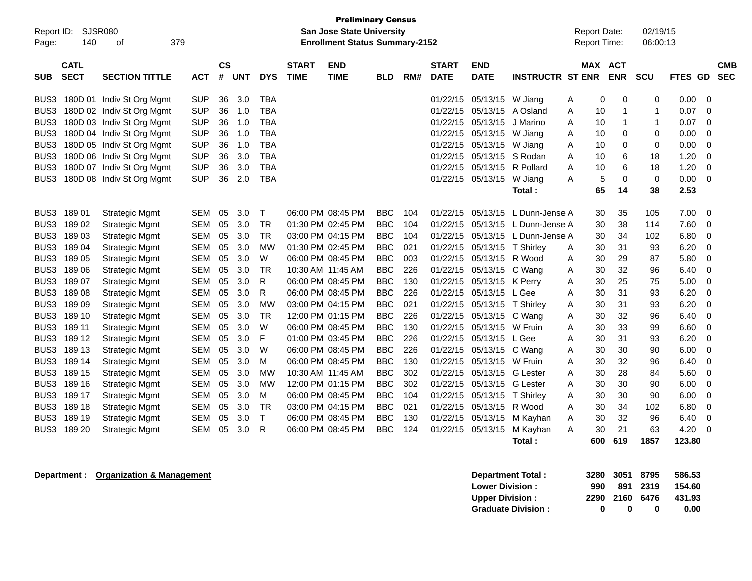**Preliminary Census**
**San Jose State University**
**Enrollment Status Summary-2152**

Report ID: SJSR080
Report Date: 02/19/15
Report Time: 06:00:13

| SUB | CATL SECT | SECTION TITTLE | ACT | CS # | UNT | DYS | START TIME | END TIME | BLD | RM# | START DATE | END DATE | INSTRUCTR | ST | MAX ENR | ACT ENR | SCU | FTES | GD | CMB SEC |
|---|---|---|---|---|---|---|---|---|---|---|---|---|---|---|---|---|---|---|---|---|
| BUS3 | 180D 01 | Indiv St Org Mgmt | SUP | 36 | 3.0 | TBA | | | | | 01/22/15 | 05/13/15 | W Jiang | A | 0 | 0 | 0 | 0.00 | 0 | |
| BUS3 | 180D 02 | Indiv St Org Mgmt | SUP | 36 | 1.0 | TBA | | | | | 01/22/15 | 05/13/15 | A Osland | A | 10 | 1 | 1 | 0.07 | 0 | |
| BUS3 | 180D 03 | Indiv St Org Mgmt | SUP | 36 | 1.0 | TBA | | | | | 01/22/15 | 05/13/15 | J Marino | A | 10 | 1 | 1 | 0.07 | 0 | |
| BUS3 | 180D 04 | Indiv St Org Mgmt | SUP | 36 | 1.0 | TBA | | | | | 01/22/15 | 05/13/15 | W Jiang | A | 10 | 0 | 0 | 0.00 | 0 | |
| BUS3 | 180D 05 | Indiv St Org Mgmt | SUP | 36 | 1.0 | TBA | | | | | 01/22/15 | 05/13/15 | W Jiang | A | 10 | 0 | 0 | 0.00 | 0 | |
| BUS3 | 180D 06 | Indiv St Org Mgmt | SUP | 36 | 3.0 | TBA | | | | | 01/22/15 | 05/13/15 | S Rodan | A | 10 | 6 | 18 | 1.20 | 0 | |
| BUS3 | 180D 07 | Indiv St Org Mgmt | SUP | 36 | 3.0 | TBA | | | | | 01/22/15 | 05/13/15 | R Pollard | A | 10 | 6 | 18 | 1.20 | 0 | |
| BUS3 | 180D 08 | Indiv St Org Mgmt | SUP | 36 | 2.0 | TBA | | | | | 01/22/15 | 05/13/15 | W Jiang | A | 5 | 0 | 0 | 0.00 | 0 | |
| | | | | | | | | | | | | | **Total :** | | **65** | **14** | **38** | **2.53** | | |
| BUS3 | 189 01 | Strategic Mgmt | SEM | 05 | 3.0 | T | 06:00 PM | 08:45 PM | BBC | 104 | 01/22/15 | 05/13/15 | L Dunn-Jense | A | 30 | 35 | 105 | 7.00 | 0 | |
| BUS3 | 189 02 | Strategic Mgmt | SEM | 05 | 3.0 | TR | 01:30 PM | 02:45 PM | BBC | 104 | 01/22/15 | 05/13/15 | L Dunn-Jense | A | 30 | 38 | 114 | 7.60 | 0 | |
| BUS3 | 189 03 | Strategic Mgmt | SEM | 05 | 3.0 | TR | 03:00 PM | 04:15 PM | BBC | 104 | 01/22/15 | 05/13/15 | L Dunn-Jense | A | 30 | 34 | 102 | 6.80 | 0 | |
| BUS3 | 189 04 | Strategic Mgmt | SEM | 05 | 3.0 | MW | 01:30 PM | 02:45 PM | BBC | 021 | 01/22/15 | 05/13/15 | T Shirley | A | 30 | 31 | 93 | 6.20 | 0 | |
| BUS3 | 189 05 | Strategic Mgmt | SEM | 05 | 3.0 | W | 06:00 PM | 08:45 PM | BBC | 003 | 01/22/15 | 05/13/15 | R Wood | A | 30 | 29 | 87 | 5.80 | 0 | |
| BUS3 | 189 06 | Strategic Mgmt | SEM | 05 | 3.0 | TR | 10:30 AM | 11:45 AM | BBC | 226 | 01/22/15 | 05/13/15 | C Wang | A | 30 | 32 | 96 | 6.40 | 0 | |
| BUS3 | 189 07 | Strategic Mgmt | SEM | 05 | 3.0 | R | 06:00 PM | 08:45 PM | BBC | 130 | 01/22/15 | 05/13/15 | K Perry | A | 30 | 25 | 75 | 5.00 | 0 | |
| BUS3 | 189 08 | Strategic Mgmt | SEM | 05 | 3.0 | R | 06:00 PM | 08:45 PM | BBC | 226 | 01/22/15 | 05/13/15 | L Gee | A | 30 | 31 | 93 | 6.20 | 0 | |
| BUS3 | 189 09 | Strategic Mgmt | SEM | 05 | 3.0 | MW | 03:00 PM | 04:15 PM | BBC | 021 | 01/22/15 | 05/13/15 | T Shirley | A | 30 | 31 | 93 | 6.20 | 0 | |
| BUS3 | 189 10 | Strategic Mgmt | SEM | 05 | 3.0 | TR | 12:00 PM | 01:15 PM | BBC | 226 | 01/22/15 | 05/13/15 | C Wang | A | 30 | 32 | 96 | 6.40 | 0 | |
| BUS3 | 189 11 | Strategic Mgmt | SEM | 05 | 3.0 | W | 06:00 PM | 08:45 PM | BBC | 130 | 01/22/15 | 05/13/15 | W Fruin | A | 30 | 33 | 99 | 6.60 | 0 | |
| BUS3 | 189 12 | Strategic Mgmt | SEM | 05 | 3.0 | F | 01:00 PM | 03:45 PM | BBC | 226 | 01/22/15 | 05/13/15 | L Gee | A | 30 | 31 | 93 | 6.20 | 0 | |
| BUS3 | 189 13 | Strategic Mgmt | SEM | 05 | 3.0 | W | 06:00 PM | 08:45 PM | BBC | 226 | 01/22/15 | 05/13/15 | C Wang | A | 30 | 30 | 90 | 6.00 | 0 | |
| BUS3 | 189 14 | Strategic Mgmt | SEM | 05 | 3.0 | M | 06:00 PM | 08:45 PM | BBC | 130 | 01/22/15 | 05/13/15 | W Fruin | A | 30 | 32 | 96 | 6.40 | 0 | |
| BUS3 | 189 15 | Strategic Mgmt | SEM | 05 | 3.0 | MW | 10:30 AM | 11:45 AM | BBC | 302 | 01/22/15 | 05/13/15 | G Lester | A | 30 | 28 | 84 | 5.60 | 0 | |
| BUS3 | 189 16 | Strategic Mgmt | SEM | 05 | 3.0 | MW | 12:00 PM | 01:15 PM | BBC | 302 | 01/22/15 | 05/13/15 | G Lester | A | 30 | 30 | 90 | 6.00 | 0 | |
| BUS3 | 189 17 | Strategic Mgmt | SEM | 05 | 3.0 | M | 06:00 PM | 08:45 PM | BBC | 104 | 01/22/15 | 05/13/15 | T Shirley | A | 30 | 30 | 90 | 6.00 | 0 | |
| BUS3 | 189 18 | Strategic Mgmt | SEM | 05 | 3.0 | TR | 03:00 PM | 04:15 PM | BBC | 021 | 01/22/15 | 05/13/15 | R Wood | A | 30 | 34 | 102 | 6.80 | 0 | |
| BUS3 | 189 19 | Strategic Mgmt | SEM | 05 | 3.0 | T | 06:00 PM | 08:45 PM | BBC | 130 | 01/22/15 | 05/13/15 | M Kayhan | A | 30 | 32 | 96 | 6.40 | 0 | |
| BUS3 | 189 20 | Strategic Mgmt | SEM | 05 | 3.0 | R | 06:00 PM | 08:45 PM | BBC | 124 | 01/22/15 | 05/13/15 | M Kayhan | A | 30 | 21 | 63 | 4.20 | 0 | |
| | | | | | | | | | | | | | **Total :** | | **600** | **619** | **1857** | **123.80** | | |

**Department :** **Organization & Management**

| | MAX ENR | ACT ENR | SCU | FTES |
|---|---|---|---|---|
| **Department Total :** | **3280** | **3051** | **8795** | **586.53** |
| **Lower Division :** | **990** | **891** | **2319** | **154.60** |
| **Upper Division :** | **2290** | **2160** | **6476** | **431.93** |
| **Graduate Division :** | **0** | **0** | **0** | **0.00** |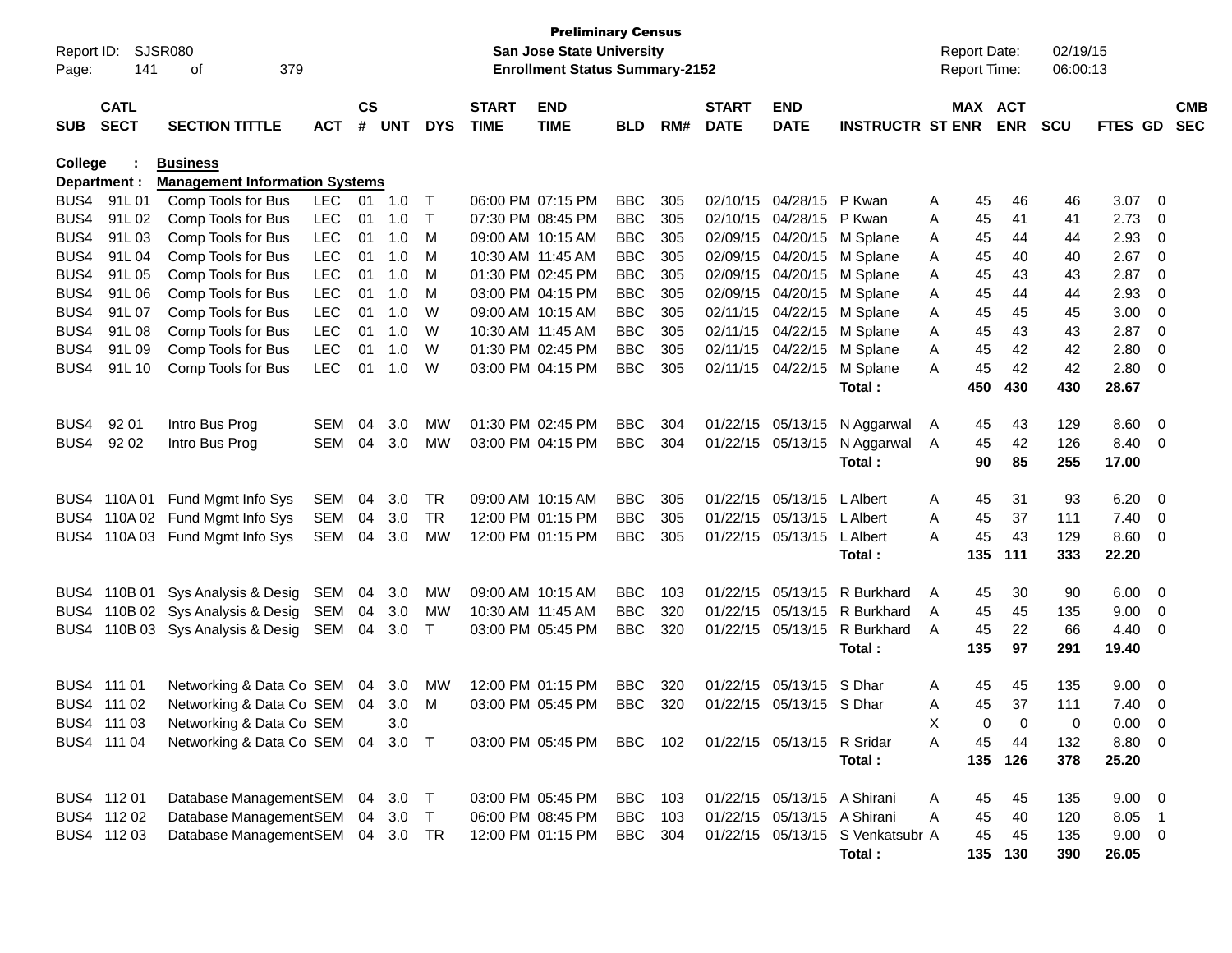**Preliminary Census**
**San Jose State University**
**Enrollment Status Summary-2152**

Report ID: SJSR080
Report Date: 02/19/15
Report Time: 06:00:13

**College : Business**
**Department : Management Information Systems**

| SUB | CATL SECT | SECTION TITTLE | ACT | CS # | UNT | DYS | START TIME | END TIME | BLD | RM# | START DATE | END DATE | INSTRUCTR | ST | MAX ENR | ACT ENR | SCU | FTES | GD | CMB SEC |
|---|---|---|---|---|---|---|---|---|---|---|---|---|---|---|---|---|---|---|---|---|
| BUS4 | 91L 01 | Comp Tools for Bus | LEC | 01 | 1.0 | T | 06:00 PM | 07:15 PM | BBC | 305 | 02/10/15 | 04/28/15 | P Kwan | A | 45 | 46 | 46 | 3.07 | 0 | |
| BUS4 | 91L 02 | Comp Tools for Bus | LEC | 01 | 1.0 | T | 07:30 PM | 08:45 PM | BBC | 305 | 02/10/15 | 04/28/15 | P Kwan | A | 45 | 41 | 41 | 2.73 | 0 | |
| BUS4 | 91L 03 | Comp Tools for Bus | LEC | 01 | 1.0 | M | 09:00 AM | 10:15 AM | BBC | 305 | 02/09/15 | 04/20/15 | M Splane | A | 45 | 44 | 44 | 2.93 | 0 | |
| BUS4 | 91L 04 | Comp Tools for Bus | LEC | 01 | 1.0 | M | 10:30 AM | 11:45 AM | BBC | 305 | 02/09/15 | 04/20/15 | M Splane | A | 45 | 40 | 40 | 2.67 | 0 | |
| BUS4 | 91L 05 | Comp Tools for Bus | LEC | 01 | 1.0 | M | 01:30 PM | 02:45 PM | BBC | 305 | 02/09/15 | 04/20/15 | M Splane | A | 45 | 43 | 43 | 2.87 | 0 | |
| BUS4 | 91L 06 | Comp Tools for Bus | LEC | 01 | 1.0 | M | 03:00 PM | 04:15 PM | BBC | 305 | 02/09/15 | 04/20/15 | M Splane | A | 45 | 44 | 44 | 2.93 | 0 | |
| BUS4 | 91L 07 | Comp Tools for Bus | LEC | 01 | 1.0 | W | 09:00 AM | 10:15 AM | BBC | 305 | 02/11/15 | 04/22/15 | M Splane | A | 45 | 45 | 45 | 3.00 | 0 | |
| BUS4 | 91L 08 | Comp Tools for Bus | LEC | 01 | 1.0 | W | 10:30 AM | 11:45 AM | BBC | 305 | 02/11/15 | 04/22/15 | M Splane | A | 45 | 43 | 43 | 2.87 | 0 | |
| BUS4 | 91L 09 | Comp Tools for Bus | LEC | 01 | 1.0 | W | 01:30 PM | 02:45 PM | BBC | 305 | 02/11/15 | 04/22/15 | M Splane | A | 45 | 42 | 42 | 2.80 | 0 | |
| BUS4 | 91L 10 | Comp Tools for Bus | LEC | 01 | 1.0 | W | 03:00 PM | 04:15 PM | BBC | 305 | 02/11/15 | 04/22/15 | M Splane | A | 45 | 42 | 42 | 2.80 | 0 | |
| | | | | | | | | | | | | | **Total :** | | **450** | **430** | **430** | **28.67** | | |
| BUS4 | 92 01 | Intro Bus Prog | SEM | 04 | 3.0 | MW | 01:30 PM | 02:45 PM | BBC | 304 | 01/22/15 | 05/13/15 | N Aggarwal | A | 45 | 43 | 129 | 8.60 | 0 | |
| BUS4 | 92 02 | Intro Bus Prog | SEM | 04 | 3.0 | MW | 03:00 PM | 04:15 PM | BBC | 304 | 01/22/15 | 05/13/15 | N Aggarwal | A | 45 | 42 | 126 | 8.40 | 0 | |
| | | | | | | | | | | | | | **Total :** | | **90** | **85** | **255** | **17.00** | | |
| BUS4 | 110A 01 | Fund Mgmt Info Sys | SEM | 04 | 3.0 | TR | 09:00 AM | 10:15 AM | BBC | 305 | 01/22/15 | 05/13/15 | L Albert | A | 45 | 31 | 93 | 6.20 | 0 | |
| BUS4 | 110A 02 | Fund Mgmt Info Sys | SEM | 04 | 3.0 | TR | 12:00 PM | 01:15 PM | BBC | 305 | 01/22/15 | 05/13/15 | L Albert | A | 45 | 37 | 111 | 7.40 | 0 | |
| BUS4 | 110A 03 | Fund Mgmt Info Sys | SEM | 04 | 3.0 | MW | 12:00 PM | 01:15 PM | BBC | 305 | 01/22/15 | 05/13/15 | L Albert | A | 45 | 43 | 129 | 8.60 | 0 | |
| | | | | | | | | | | | | | **Total :** | | **135** | **111** | **333** | **22.20** | | |
| BUS4 | 110B 01 | Sys Analysis & Desig | SEM | 04 | 3.0 | MW | 09:00 AM | 10:15 AM | BBC | 103 | 01/22/15 | 05/13/15 | R Burkhard | A | 45 | 30 | 90 | 6.00 | 0 | |
| BUS4 | 110B 02 | Sys Analysis & Desig | SEM | 04 | 3.0 | MW | 10:30 AM | 11:45 AM | BBC | 320 | 01/22/15 | 05/13/15 | R Burkhard | A | 45 | 45 | 135 | 9.00 | 0 | |
| BUS4 | 110B 03 | Sys Analysis & Desig | SEM | 04 | 3.0 | T | 03:00 PM | 05:45 PM | BBC | 320 | 01/22/15 | 05/13/15 | R Burkhard | A | 45 | 22 | 66 | 4.40 | 0 | |
| | | | | | | | | | | | | | **Total :** | | **135** | **97** | **291** | **19.40** | | |
| BUS4 | 111 01 | Networking & Data Co | SEM | 04 | 3.0 | MW | 12:00 PM | 01:15 PM | BBC | 320 | 01/22/15 | 05/13/15 | S Dhar | A | 45 | 45 | 135 | 9.00 | 0 | |
| BUS4 | 111 02 | Networking & Data Co | SEM | 04 | 3.0 | M | 03:00 PM | 05:45 PM | BBC | 320 | 01/22/15 | 05/13/15 | S Dhar | A | 45 | 37 | 111 | 7.40 | 0 | |
| BUS4 | 111 03 | Networking & Data Co | SEM | | 3.0 | | | | | | | | | X | 0 | 0 | 0 | 0.00 | 0 | |
| BUS4 | 111 04 | Networking & Data Co | SEM | 04 | 3.0 | T | 03:00 PM | 05:45 PM | BBC | 102 | 01/22/15 | 05/13/15 | R Sridar | A | 45 | 44 | 132 | 8.80 | 0 | |
| | | | | | | | | | | | | | **Total :** | | **135** | **126** | **378** | **25.20** | | |
| BUS4 | 112 01 | Database Management | SEM | 04 | 3.0 | T | 03:00 PM | 05:45 PM | BBC | 103 | 01/22/15 | 05/13/15 | A Shirani | A | 45 | 45 | 135 | 9.00 | 0 | |
| BUS4 | 112 02 | Database Management | SEM | 04 | 3.0 | T | 06:00 PM | 08:45 PM | BBC | 103 | 01/22/15 | 05/13/15 | A Shirani | A | 45 | 40 | 120 | 8.05 | 1 | |
| BUS4 | 112 03 | Database Management | SEM | 04 | 3.0 | TR | 12:00 PM | 01:15 PM | BBC | 304 | 01/22/15 | 05/13/15 | S Venkatsubr | A | 45 | 45 | 135 | 9.00 | 0 | |
| | | | | | | | | | | | | | **Total :** | | **135** | **130** | **390** | **26.05** | | |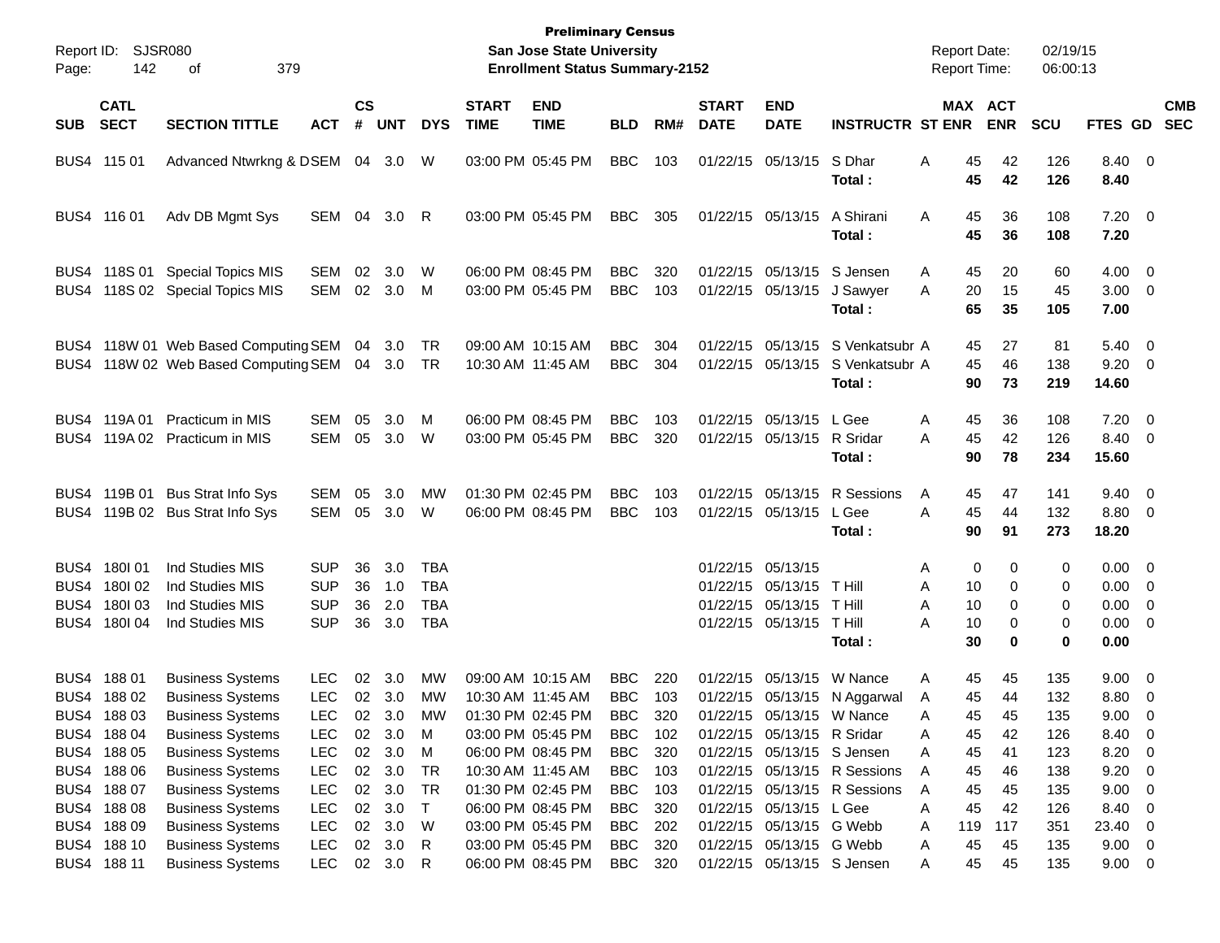**Preliminary Census**
**San Jose State University**
**Enrollment Status Summary-2152**

Report ID: SJSR080
Report Date: 02/19/15
Report Time: 06:00:13

| SUB | CATL SECT | SECTION TITTLE | ACT | CS # | UNT | DYS | START TIME | END TIME | BLD | RM# | START DATE | END DATE | INSTRUCTR | ST | MAX ENR | ACT ENR | SCU | FTES | GD | CMB SEC |
|---|---|---|---|---|---|---|---|---|---|---|---|---|---|---|---|---|---|---|---|---|
| BUS4 | 115 01 | Advanced Ntwrkng & D | SEM | 04 | 3.0 | W | 03:00 PM | 05:45 PM | BBC | 103 | 01/22/15 | 05/13/15 | S Dhar | A | 45 | 42 | 126 | 8.40 | 0 | |
| | | | | | | | | | | | | | **Total :** | | **45** | **42** | **126** | **8.40** | | |
| BUS4 | 116 01 | Adv DB Mgmt Sys | SEM | 04 | 3.0 | R | 03:00 PM | 05:45 PM | BBC | 305 | 01/22/15 | 05/13/15 | A Shirani | A | 45 | 36 | 108 | 7.20 | 0 | |
| | | | | | | | | | | | | | **Total :** | | **45** | **36** | **108** | **7.20** | | |
| BUS4 | 118S 01 | Special Topics MIS | SEM | 02 | 3.0 | W | 06:00 PM | 08:45 PM | BBC | 320 | 01/22/15 | 05/13/15 | S Jensen | A | 45 | 20 | 60 | 4.00 | 0 | |
| BUS4 | 118S 02 | Special Topics MIS | SEM | 02 | 3.0 | M | 03:00 PM | 05:45 PM | BBC | 103 | 01/22/15 | 05/13/15 | J Sawyer | A | 20 | 15 | 45 | 3.00 | 0 | |
| | | | | | | | | | | | | | **Total :** | | **65** | **35** | **105** | **7.00** | | |
| BUS4 | 118W 01 | Web Based Computing | SEM | 04 | 3.0 | TR | 09:00 AM | 10:15 AM | BBC | 304 | 01/22/15 | 05/13/15 | S Venkatsubr | A | 45 | 27 | 81 | 5.40 | 0 | |
| BUS4 | 118W 02 | Web Based Computing | SEM | 04 | 3.0 | TR | 10:30 AM | 11:45 AM | BBC | 304 | 01/22/15 | 05/13/15 | S Venkatsubr | A | 45 | 46 | 138 | 9.20 | 0 | |
| | | | | | | | | | | | | | **Total :** | | **90** | **73** | **219** | **14.60** | | |
| BUS4 | 119A 01 | Practicum in MIS | SEM | 05 | 3.0 | M | 06:00 PM | 08:45 PM | BBC | 103 | 01/22/15 | 05/13/15 | L Gee | A | 45 | 36 | 108 | 7.20 | 0 | |
| BUS4 | 119A 02 | Practicum in MIS | SEM | 05 | 3.0 | W | 03:00 PM | 05:45 PM | BBC | 320 | 01/22/15 | 05/13/15 | R Sridar | A | 45 | 42 | 126 | 8.40 | 0 | |
| | | | | | | | | | | | | | **Total :** | | **90** | **78** | **234** | **15.60** | | |
| BUS4 | 119B 01 | Bus Strat Info Sys | SEM | 05 | 3.0 | MW | 01:30 PM | 02:45 PM | BBC | 103 | 01/22/15 | 05/13/15 | R Sessions | A | 45 | 47 | 141 | 9.40 | 0 | |
| BUS4 | 119B 02 | Bus Strat Info Sys | SEM | 05 | 3.0 | W | 06:00 PM | 08:45 PM | BBC | 103 | 01/22/15 | 05/13/15 | L Gee | A | 45 | 44 | 132 | 8.80 | 0 | |
| | | | | | | | | | | | | | **Total :** | | **90** | **91** | **273** | **18.20** | | |
| BUS4 | 180I 01 | Ind Studies MIS | SUP | 36 | 3.0 | TBA | | | | | 01/22/15 | 05/13/15 | | A | 0 | 0 | 0 | 0.00 | 0 | |
| BUS4 | 180I 02 | Ind Studies MIS | SUP | 36 | 1.0 | TBA | | | | | 01/22/15 | 05/13/15 | T Hill | A | 10 | 0 | 0 | 0.00 | 0 | |
| BUS4 | 180I 03 | Ind Studies MIS | SUP | 36 | 2.0 | TBA | | | | | 01/22/15 | 05/13/15 | T Hill | A | 10 | 0 | 0 | 0.00 | 0 | |
| BUS4 | 180I 04 | Ind Studies MIS | SUP | 36 | 3.0 | TBA | | | | | 01/22/15 | 05/13/15 | T Hill | A | 10 | 0 | 0 | 0.00 | 0 | |
| | | | | | | | | | | | | | **Total :** | | **30** | **0** | **0** | **0.00** | | |
| BUS4 | 188 01 | Business Systems | LEC | 02 | 3.0 | MW | 09:00 AM | 10:15 AM | BBC | 220 | 01/22/15 | 05/13/15 | W Nance | A | 45 | 45 | 135 | 9.00 | 0 | |
| BUS4 | 188 02 | Business Systems | LEC | 02 | 3.0 | MW | 10:30 AM | 11:45 AM | BBC | 103 | 01/22/15 | 05/13/15 | N Aggarwal | A | 45 | 44 | 132 | 8.80 | 0 | |
| BUS4 | 188 03 | Business Systems | LEC | 02 | 3.0 | MW | 01:30 PM | 02:45 PM | BBC | 320 | 01/22/15 | 05/13/15 | W Nance | A | 45 | 45 | 135 | 9.00 | 0 | |
| BUS4 | 188 04 | Business Systems | LEC | 02 | 3.0 | M | 03:00 PM | 05:45 PM | BBC | 102 | 01/22/15 | 05/13/15 | R Sridar | A | 45 | 42 | 126 | 8.40 | 0 | |
| BUS4 | 188 05 | Business Systems | LEC | 02 | 3.0 | M | 06:00 PM | 08:45 PM | BBC | 320 | 01/22/15 | 05/13/15 | S Jensen | A | 45 | 41 | 123 | 8.20 | 0 | |
| BUS4 | 188 06 | Business Systems | LEC | 02 | 3.0 | TR | 10:30 AM | 11:45 AM | BBC | 103 | 01/22/15 | 05/13/15 | R Sessions | A | 45 | 46 | 138 | 9.20 | 0 | |
| BUS4 | 188 07 | Business Systems | LEC | 02 | 3.0 | TR | 01:30 PM | 02:45 PM | BBC | 103 | 01/22/15 | 05/13/15 | R Sessions | A | 45 | 45 | 135 | 9.00 | 0 | |
| BUS4 | 188 08 | Business Systems | LEC | 02 | 3.0 | T | 06:00 PM | 08:45 PM | BBC | 320 | 01/22/15 | 05/13/15 | L Gee | A | 45 | 42 | 126 | 8.40 | 0 | |
| BUS4 | 188 09 | Business Systems | LEC | 02 | 3.0 | W | 03:00 PM | 05:45 PM | BBC | 202 | 01/22/15 | 05/13/15 | G Webb | A | 119 | 117 | 351 | 23.40 | 0 | |
| BUS4 | 188 10 | Business Systems | LEC | 02 | 3.0 | R | 03:00 PM | 05:45 PM | BBC | 320 | 01/22/15 | 05/13/15 | G Webb | A | 45 | 45 | 135 | 9.00 | 0 | |
| BUS4 | 188 11 | Business Systems | LEC | 02 | 3.0 | R | 06:00 PM | 08:45 PM | BBC | 320 | 01/22/15 | 05/13/15 | S Jensen | A | 45 | 45 | 135 | 9.00 | 0 | |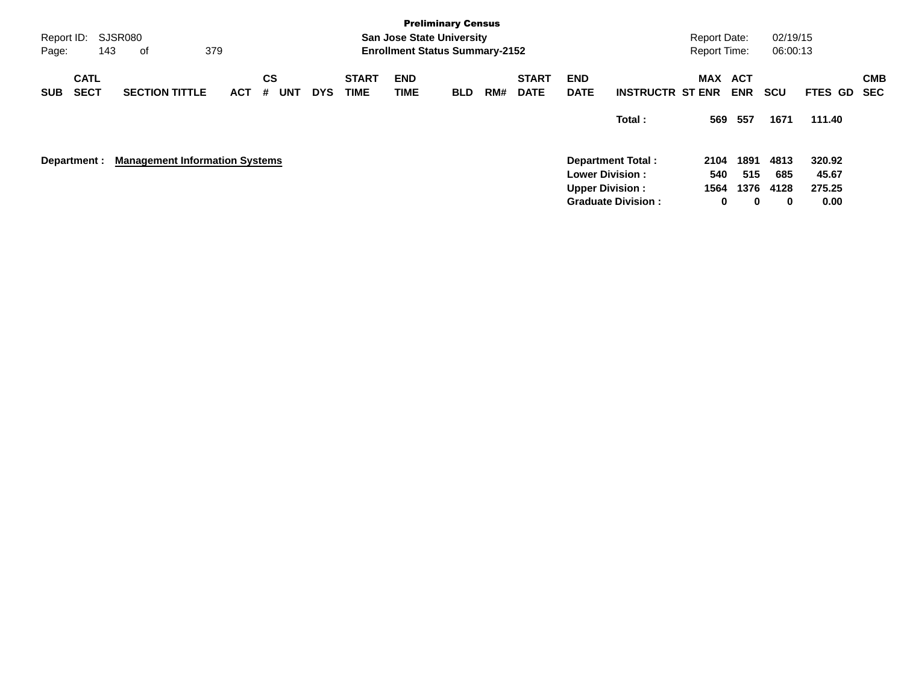| SUB | CATL SECT | SECTION TITTLE | ACT | CS # | UNT | DYS | START TIME | END TIME | BLD | RM# | START DATE | END DATE | INSTRUCTR | MAX ST ENR | ACT ENR | SCU | FTES | GD | CMB SEC |
|---|---|---|---|---|---|---|---|---|---|---|---|---|---|---|---|---|---|---|---|
| | | | | | | | | | | | | | **Total :** | **569** | **557** | **1671** | **111.40** | | |

**Department :** **Management Information Systems**

| | MAX ST ENR | ACT ENR | SCU | FTES |
|---|---|---|---|---|
| **Department Total :** | **2104** | **1891** | **4813** | **320.92** |
| **Lower Division :** | **540** | **515** | **685** | **45.67** |
| **Upper Division :** | **1564** | **1376** | **4128** | **275.25** |
| **Graduate Division :** | **0** | **0** | **0** | **0.00** |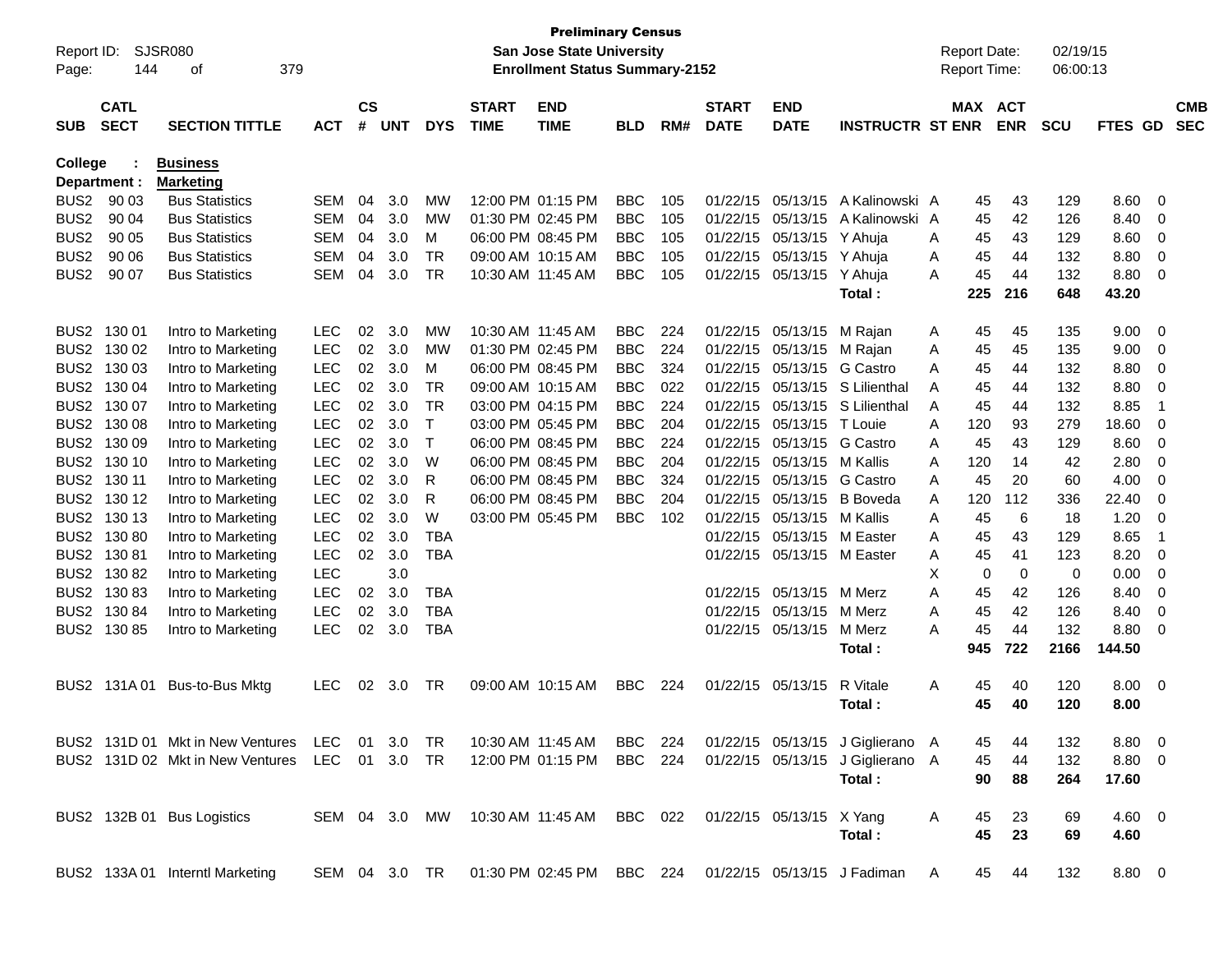**Preliminary Census**
**San Jose State University**
**Enrollment Status Summary-2152**

Report ID: SJSR080 | Report Date: 02/19/15 | Report Time: 06:00:13

**College : Business**
**Department : Marketing**

| SUB | CATL SECT | SECTION TITTLE | ACT | CS # | UNT | DYS | START TIME | END TIME | BLD | RM# | START DATE | END DATE | INSTRUCTR | ST | MAX ENR | ACT ENR | SCU | FTES | GD | CMB SEC |
|---|---|---|---|---|---|---|---|---|---|---|---|---|---|---|---|---|---|---|---|---|
| BUS2 | 90 03 | Bus Statistics | SEM | 04 | 3.0 | MW | 12:00 PM | 01:15 PM | BBC | 105 | 01/22/15 | 05/13/15 | A Kalinowski | A | 45 | 43 | 129 | 8.60 | 0 | |
| BUS2 | 90 04 | Bus Statistics | SEM | 04 | 3.0 | MW | 01:30 PM | 02:45 PM | BBC | 105 | 01/22/15 | 05/13/15 | A Kalinowski | A | 45 | 42 | 126 | 8.40 | 0 | |
| BUS2 | 90 05 | Bus Statistics | SEM | 04 | 3.0 | M | 06:00 PM | 08:45 PM | BBC | 105 | 01/22/15 | 05/13/15 | Y Ahuja | A | 45 | 43 | 129 | 8.60 | 0 | |
| BUS2 | 90 06 | Bus Statistics | SEM | 04 | 3.0 | TR | 09:00 AM | 10:15 AM | BBC | 105 | 01/22/15 | 05/13/15 | Y Ahuja | A | 45 | 44 | 132 | 8.80 | 0 | |
| BUS2 | 90 07 | Bus Statistics | SEM | 04 | 3.0 | TR | 10:30 AM | 11:45 AM | BBC | 105 | 01/22/15 | 05/13/15 | Y Ahuja | A | 45 | 44 | 132 | 8.80 | 0 | |
| | | | | | | | | | | | | | **Total :** | | **225** | **216** | **648** | **43.20** | | |
| BUS2 | 130 01 | Intro to Marketing | LEC | 02 | 3.0 | MW | 10:30 AM | 11:45 AM | BBC | 224 | 01/22/15 | 05/13/15 | M Rajan | A | 45 | 45 | 135 | 9.00 | 0 | |
| BUS2 | 130 02 | Intro to Marketing | LEC | 02 | 3.0 | MW | 01:30 PM | 02:45 PM | BBC | 224 | 01/22/15 | 05/13/15 | M Rajan | A | 45 | 45 | 135 | 9.00 | 0 | |
| BUS2 | 130 03 | Intro to Marketing | LEC | 02 | 3.0 | M | 06:00 PM | 08:45 PM | BBC | 324 | 01/22/15 | 05/13/15 | G Castro | A | 45 | 44 | 132 | 8.80 | 0 | |
| BUS2 | 130 04 | Intro to Marketing | LEC | 02 | 3.0 | TR | 09:00 AM | 10:15 AM | BBC | 022 | 01/22/15 | 05/13/15 | S Lilienthal | A | 45 | 44 | 132 | 8.80 | 0 | |
| BUS2 | 130 07 | Intro to Marketing | LEC | 02 | 3.0 | TR | 03:00 PM | 04:15 PM | BBC | 224 | 01/22/15 | 05/13/15 | S Lilienthal | A | 45 | 44 | 132 | 8.85 | 1 | |
| BUS2 | 130 08 | Intro to Marketing | LEC | 02 | 3.0 | T | 03:00 PM | 05:45 PM | BBC | 204 | 01/22/15 | 05/13/15 | T Louie | A | 120 | 93 | 279 | 18.60 | 0 | |
| BUS2 | 130 09 | Intro to Marketing | LEC | 02 | 3.0 | T | 06:00 PM | 08:45 PM | BBC | 224 | 01/22/15 | 05/13/15 | G Castro | A | 45 | 43 | 129 | 8.60 | 0 | |
| BUS2 | 130 10 | Intro to Marketing | LEC | 02 | 3.0 | W | 06:00 PM | 08:45 PM | BBC | 204 | 01/22/15 | 05/13/15 | M Kallis | A | 120 | 14 | 42 | 2.80 | 0 | |
| BUS2 | 130 11 | Intro to Marketing | LEC | 02 | 3.0 | R | 06:00 PM | 08:45 PM | BBC | 324 | 01/22/15 | 05/13/15 | G Castro | A | 45 | 20 | 60 | 4.00 | 0 | |
| BUS2 | 130 12 | Intro to Marketing | LEC | 02 | 3.0 | R | 06:00 PM | 08:45 PM | BBC | 204 | 01/22/15 | 05/13/15 | B Boveda | A | 120 | 112 | 336 | 22.40 | 0 | |
| BUS2 | 130 13 | Intro to Marketing | LEC | 02 | 3.0 | W | 03:00 PM | 05:45 PM | BBC | 102 | 01/22/15 | 05/13/15 | M Kallis | A | 45 | 6 | 18 | 1.20 | 0 | |
| BUS2 | 130 80 | Intro to Marketing | LEC | 02 | 3.0 | TBA | | | | | 01/22/15 | 05/13/15 | M Easter | A | 45 | 43 | 129 | 8.65 | 1 | |
| BUS2 | 130 81 | Intro to Marketing | LEC | 02 | 3.0 | TBA | | | | | 01/22/15 | 05/13/15 | M Easter | A | 45 | 41 | 123 | 8.20 | 0 | |
| BUS2 | 130 82 | Intro to Marketing | LEC | | 3.0 | | | | | | | | | X | 0 | 0 | 0 | 0.00 | 0 | |
| BUS2 | 130 83 | Intro to Marketing | LEC | 02 | 3.0 | TBA | | | | | 01/22/15 | 05/13/15 | M Merz | A | 45 | 42 | 126 | 8.40 | 0 | |
| BUS2 | 130 84 | Intro to Marketing | LEC | 02 | 3.0 | TBA | | | | | 01/22/15 | 05/13/15 | M Merz | A | 45 | 42 | 126 | 8.40 | 0 | |
| BUS2 | 130 85 | Intro to Marketing | LEC | 02 | 3.0 | TBA | | | | | 01/22/15 | 05/13/15 | M Merz | A | 45 | 44 | 132 | 8.80 | 0 | |
| | | | | | | | | | | | | | **Total :** | | **945** | **722** | **2166** | **144.50** | | |
| BUS2 | 131A 01 | Bus-to-Bus Mktg | LEC | 02 | 3.0 | TR | 09:00 AM | 10:15 AM | BBC | 224 | 01/22/15 | 05/13/15 | R Vitale | A | 45 | 40 | 120 | 8.00 | 0 | |
| | | | | | | | | | | | | | **Total :** | | **45** | **40** | **120** | **8.00** | | |
| BUS2 | 131D 01 | Mkt in New Ventures | LEC | 01 | 3.0 | TR | 10:30 AM | 11:45 AM | BBC | 224 | 01/22/15 | 05/13/15 | J Giglierano | A | 45 | 44 | 132 | 8.80 | 0 | |
| BUS2 | 131D 02 | Mkt in New Ventures | LEC | 01 | 3.0 | TR | 12:00 PM | 01:15 PM | BBC | 224 | 01/22/15 | 05/13/15 | J Giglierano | A | 45 | 44 | 132 | 8.80 | 0 | |
| | | | | | | | | | | | | | **Total :** | | **90** | **88** | **264** | **17.60** | | |
| BUS2 | 132B 01 | Bus Logistics | SEM | 04 | 3.0 | MW | 10:30 AM | 11:45 AM | BBC | 022 | 01/22/15 | 05/13/15 | X Yang | A | 45 | 23 | 69 | 4.60 | 0 | |
| | | | | | | | | | | | | | **Total :** | | **45** | **23** | **69** | **4.60** | | |
| BUS2 | 133A 01 | Interntl Marketing | SEM | 04 | 3.0 | TR | 01:30 PM | 02:45 PM | BBC | 224 | 01/22/15 | 05/13/15 | J Fadiman | A | 45 | 44 | 132 | 8.80 | 0 | |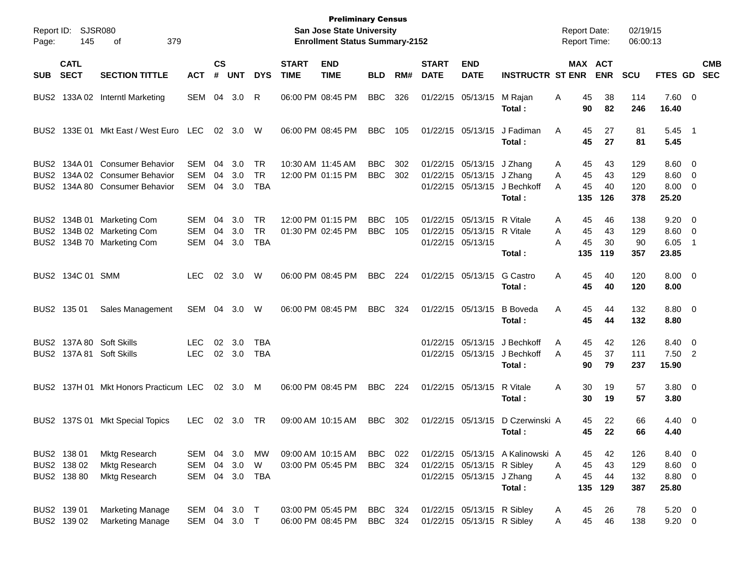**Preliminary Census**
**San Jose State University**
**Enrollment Status Summary-2152**

Report ID: SJSR080
Report Date: 02/19/15
Report Time: 06:00:13

| SUB | CATL SECT | SECTION TITTLE | ACT | CS # | UNT | DYS | START TIME | END TIME | BLD | RM# | START DATE | END DATE | INSTRUCTR | ST | MAX ENR | ACT ENR | SCU | FTES | GD | CMB SEC |
|---|---|---|---|---|---|---|---|---|---|---|---|---|---|---|---|---|---|---|---|---|
| BUS2 | 133A 02 | Interntl Marketing | SEM | 04 | 3.0 | R | 06:00 PM | 08:45 PM | BBC | 326 | 01/22/15 | 05/13/15 | M Rajan | A | 45 | 38 | 114 | 7.60 | 0 | |
| | | | | | | | | | | | | | **Total :** | | **90** | **82** | **246** | **16.40** | | |
| BUS2 | 133E 01 | Mkt East / West Euro | LEC | 02 | 3.0 | W | 06:00 PM | 08:45 PM | BBC | 105 | 01/22/15 | 05/13/15 | J Fadiman | A | 45 | 27 | 81 | 5.45 | 1 | |
| | | | | | | | | | | | | | **Total :** | | **45** | **27** | **81** | **5.45** | | |
| BUS2 | 134A 01 | Consumer Behavior | SEM | 04 | 3.0 | TR | 10:30 AM | 11:45 AM | BBC | 302 | 01/22/15 | 05/13/15 | J Zhang | A | 45 | 43 | 129 | 8.60 | 0 | |
| BUS2 | 134A 02 | Consumer Behavior | SEM | 04 | 3.0 | TR | 12:00 PM | 01:15 PM | BBC | 302 | 01/22/15 | 05/13/15 | J Zhang | A | 45 | 43 | 129 | 8.60 | 0 | |
| BUS2 | 134A 80 | Consumer Behavior | SEM | 04 | 3.0 | TBA | | | | | 01/22/15 | 05/13/15 | J Bechkoff | A | 45 | 40 | 120 | 8.00 | 0 | |
| | | | | | | | | | | | | | **Total :** | | **135** | **126** | **378** | **25.20** | | |
| BUS2 | 134B 01 | Marketing Com | SEM | 04 | 3.0 | TR | 12:00 PM | 01:15 PM | BBC | 105 | 01/22/15 | 05/13/15 | R Vitale | A | 45 | 46 | 138 | 9.20 | 0 | |
| BUS2 | 134B 02 | Marketing Com | SEM | 04 | 3.0 | TR | 01:30 PM | 02:45 PM | BBC | 105 | 01/22/15 | 05/13/15 | R Vitale | A | 45 | 43 | 129 | 8.60 | 0 | |
| BUS2 | 134B 70 | Marketing Com | SEM | 04 | 3.0 | TBA | | | | | 01/22/15 | 05/13/15 | | A | 45 | 30 | 90 | 6.05 | 1 | |
| | | | | | | | | | | | | | **Total :** | | **135** | **119** | **357** | **23.85** | | |
| BUS2 | 134C 01 | SMM | LEC | 02 | 3.0 | W | 06:00 PM | 08:45 PM | BBC | 224 | 01/22/15 | 05/13/15 | G Castro | A | 45 | 40 | 120 | 8.00 | 0 | |
| | | | | | | | | | | | | | **Total :** | | **45** | **40** | **120** | **8.00** | | |
| BUS2 | 135 01 | Sales Management | SEM | 04 | 3.0 | W | 06:00 PM | 08:45 PM | BBC | 324 | 01/22/15 | 05/13/15 | B Boveda | A | 45 | 44 | 132 | 8.80 | 0 | |
| | | | | | | | | | | | | | **Total :** | | **45** | **44** | **132** | **8.80** | | |
| BUS2 | 137A 80 | Soft Skills | LEC | 02 | 3.0 | TBA | | | | | 01/22/15 | 05/13/15 | J Bechkoff | A | 45 | 42 | 126 | 8.40 | 0 | |
| BUS2 | 137A 81 | Soft Skills | LEC | 02 | 3.0 | TBA | | | | | 01/22/15 | 05/13/15 | J Bechkoff | A | 45 | 37 | 111 | 7.50 | 2 | |
| | | | | | | | | | | | | | **Total :** | | **90** | **79** | **237** | **15.90** | | |
| BUS2 | 137H 01 | Mkt Honors Practicum | LEC | 02 | 3.0 | M | 06:00 PM | 08:45 PM | BBC | 224 | 01/22/15 | 05/13/15 | R Vitale | A | 30 | 19 | 57 | 3.80 | 0 | |
| | | | | | | | | | | | | | **Total :** | | **30** | **19** | **57** | **3.80** | | |
| BUS2 | 137S 01 | Mkt Special Topics | LEC | 02 | 3.0 | TR | 09:00 AM | 10:15 AM | BBC | 302 | 01/22/15 | 05/13/15 | D Czerwinski | A | 45 | 22 | 66 | 4.40 | 0 | |
| | | | | | | | | | | | | | **Total :** | | **45** | **22** | **66** | **4.40** | | |
| BUS2 | 138 01 | Mktg Research | SEM | 04 | 3.0 | MW | 09:00 AM | 10:15 AM | BBC | 022 | 01/22/15 | 05/13/15 | A Kalinowski | A | 45 | 42 | 126 | 8.40 | 0 | |
| BUS2 | 138 02 | Mktg Research | SEM | 04 | 3.0 | W | 03:00 PM | 05:45 PM | BBC | 324 | 01/22/15 | 05/13/15 | R Sibley | A | 45 | 43 | 129 | 8.60 | 0 | |
| BUS2 | 138 80 | Mktg Research | SEM | 04 | 3.0 | TBA | | | | | 01/22/15 | 05/13/15 | J Zhang | A | 45 | 44 | 132 | 8.80 | 0 | |
| | | | | | | | | | | | | | **Total :** | | **135** | **129** | **387** | **25.80** | | |
| BUS2 | 139 01 | Marketing Manage | SEM | 04 | 3.0 | T | 03:00 PM | 05:45 PM | BBC | 324 | 01/22/15 | 05/13/15 | R Sibley | A | 45 | 26 | 78 | 5.20 | 0 | |
| BUS2 | 139 02 | Marketing Manage | SEM | 04 | 3.0 | T | 06:00 PM | 08:45 PM | BBC | 324 | 01/22/15 | 05/13/15 | R Sibley | A | 45 | 46 | 138 | 9.20 | 0 | |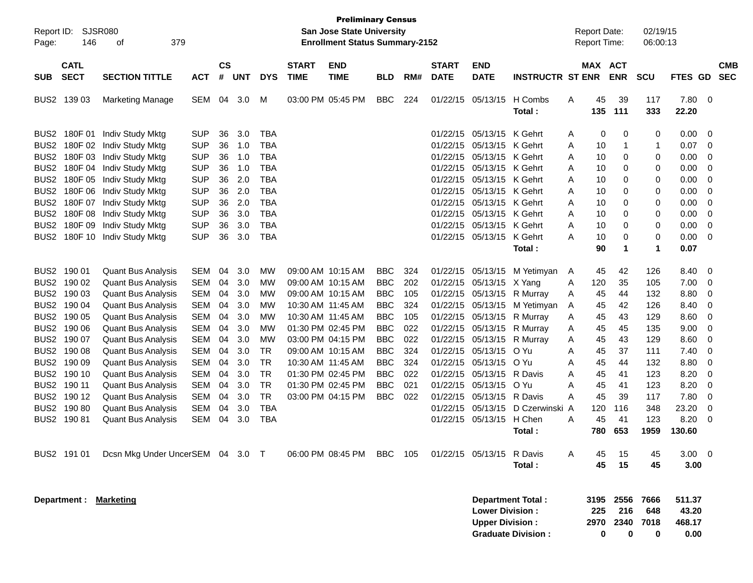**Preliminary Census**
**San Jose State University**
**Enrollment Status Summary-2152**

Report ID: SJSR080
Report Date: 02/19/15
Report Time: 06:00:13

| SUB | CATL SECT | SECTION TITTLE | ACT | CS # | UNT | DYS | START TIME | END TIME | BLD | RM# | START DATE | END DATE | INSTRUCTR | ST | MAX ENR | ACT ENR | SCU | FTES | GD | CMB SEC |
|---|---|---|---|---|---|---|---|---|---|---|---|---|---|---|---|---|---|---|---|---|
| BUS2 | 139 03 | Marketing Manage | SEM | 04 | 3.0 | M | 03:00 PM | 05:45 PM | BBC | 224 | 01/22/15 | 05/13/15 | H Combs | A | 45 | 39 | 117 | 7.80 | 0 | |
| | | | | | | | | | | | | | **Total :** | | **135** | **111** | **333** | **22.20** | | |
| BUS2 | 180F 01 | Indiv Study Mktg | SUP | 36 | 3.0 | TBA | | | | | 01/22/15 | 05/13/15 | K Gehrt | A | 0 | 0 | 0 | 0.00 | 0 | |
| BUS2 | 180F 02 | Indiv Study Mktg | SUP | 36 | 1.0 | TBA | | | | | 01/22/15 | 05/13/15 | K Gehrt | A | 10 | 1 | 1 | 0.07 | 0 | |
| BUS2 | 180F 03 | Indiv Study Mktg | SUP | 36 | 1.0 | TBA | | | | | 01/22/15 | 05/13/15 | K Gehrt | A | 10 | 0 | 0 | 0.00 | 0 | |
| BUS2 | 180F 04 | Indiv Study Mktg | SUP | 36 | 1.0 | TBA | | | | | 01/22/15 | 05/13/15 | K Gehrt | A | 10 | 0 | 0 | 0.00 | 0 | |
| BUS2 | 180F 05 | Indiv Study Mktg | SUP | 36 | 2.0 | TBA | | | | | 01/22/15 | 05/13/15 | K Gehrt | A | 10 | 0 | 0 | 0.00 | 0 | |
| BUS2 | 180F 06 | Indiv Study Mktg | SUP | 36 | 2.0 | TBA | | | | | 01/22/15 | 05/13/15 | K Gehrt | A | 10 | 0 | 0 | 0.00 | 0 | |
| BUS2 | 180F 07 | Indiv Study Mktg | SUP | 36 | 2.0 | TBA | | | | | 01/22/15 | 05/13/15 | K Gehrt | A | 10 | 0 | 0 | 0.00 | 0 | |
| BUS2 | 180F 08 | Indiv Study Mktg | SUP | 36 | 3.0 | TBA | | | | | 01/22/15 | 05/13/15 | K Gehrt | A | 10 | 0 | 0 | 0.00 | 0 | |
| BUS2 | 180F 09 | Indiv Study Mktg | SUP | 36 | 3.0 | TBA | | | | | 01/22/15 | 05/13/15 | K Gehrt | A | 10 | 0 | 0 | 0.00 | 0 | |
| BUS2 | 180F 10 | Indiv Study Mktg | SUP | 36 | 3.0 | TBA | | | | | 01/22/15 | 05/13/15 | K Gehrt | A | 10 | 0 | 0 | 0.00 | 0 | |
| | | | | | | | | | | | | | **Total :** | | **90** | **1** | **1** | **0.07** | | |
| BUS2 | 190 01 | Quant Bus Analysis | SEM | 04 | 3.0 | MW | 09:00 AM | 10:15 AM | BBC | 324 | 01/22/15 | 05/13/15 | M Yetimyan | A | 45 | 42 | 126 | 8.40 | 0 | |
| BUS2 | 190 02 | Quant Bus Analysis | SEM | 04 | 3.0 | MW | 09:00 AM | 10:15 AM | BBC | 202 | 01/22/15 | 05/13/15 | X Yang | A | 120 | 35 | 105 | 7.00 | 0 | |
| BUS2 | 190 03 | Quant Bus Analysis | SEM | 04 | 3.0 | MW | 09:00 AM | 10:15 AM | BBC | 105 | 01/22/15 | 05/13/15 | R Murray | A | 45 | 44 | 132 | 8.80 | 0 | |
| BUS2 | 190 04 | Quant Bus Analysis | SEM | 04 | 3.0 | MW | 10:30 AM | 11:45 AM | BBC | 324 | 01/22/15 | 05/13/15 | M Yetimyan | A | 45 | 42 | 126 | 8.40 | 0 | |
| BUS2 | 190 05 | Quant Bus Analysis | SEM | 04 | 3.0 | MW | 10:30 AM | 11:45 AM | BBC | 105 | 01/22/15 | 05/13/15 | R Murray | A | 45 | 43 | 129 | 8.60 | 0 | |
| BUS2 | 190 06 | Quant Bus Analysis | SEM | 04 | 3.0 | MW | 01:30 PM | 02:45 PM | BBC | 022 | 01/22/15 | 05/13/15 | R Murray | A | 45 | 45 | 135 | 9.00 | 0 | |
| BUS2 | 190 07 | Quant Bus Analysis | SEM | 04 | 3.0 | MW | 03:00 PM | 04:15 PM | BBC | 022 | 01/22/15 | 05/13/15 | R Murray | A | 45 | 43 | 129 | 8.60 | 0 | |
| BUS2 | 190 08 | Quant Bus Analysis | SEM | 04 | 3.0 | TR | 09:00 AM | 10:15 AM | BBC | 324 | 01/22/15 | 05/13/15 | O Yu | A | 45 | 37 | 111 | 7.40 | 0 | |
| BUS2 | 190 09 | Quant Bus Analysis | SEM | 04 | 3.0 | TR | 10:30 AM | 11:45 AM | BBC | 324 | 01/22/15 | 05/13/15 | O Yu | A | 45 | 44 | 132 | 8.80 | 0 | |
| BUS2 | 190 10 | Quant Bus Analysis | SEM | 04 | 3.0 | TR | 01:30 PM | 02:45 PM | BBC | 022 | 01/22/15 | 05/13/15 | R Davis | A | 45 | 41 | 123 | 8.20 | 0 | |
| BUS2 | 190 11 | Quant Bus Analysis | SEM | 04 | 3.0 | TR | 01:30 PM | 02:45 PM | BBC | 021 | 01/22/15 | 05/13/15 | O Yu | A | 45 | 41 | 123 | 8.20 | 0 | |
| BUS2 | 190 12 | Quant Bus Analysis | SEM | 04 | 3.0 | TR | 03:00 PM | 04:15 PM | BBC | 022 | 01/22/15 | 05/13/15 | R Davis | A | 45 | 39 | 117 | 7.80 | 0 | |
| BUS2 | 190 80 | Quant Bus Analysis | SEM | 04 | 3.0 | TBA | | | | | 01/22/15 | 05/13/15 | D Czerwinski | A | 120 | 116 | 348 | 23.20 | 0 | |
| BUS2 | 190 81 | Quant Bus Analysis | SEM | 04 | 3.0 | TBA | | | | | 01/22/15 | 05/13/15 | H Chen | A | 45 | 41 | 123 | 8.20 | 0 | |
| | | | | | | | | | | | | | **Total :** | | **780** | **653** | **1959** | **130.60** | | |
| BUS2 | 191 01 | Dcsn Mkg Under Uncer | SEM | 04 | 3.0 | T | 06:00 PM | 08:45 PM | BBC | 105 | 01/22/15 | 05/13/15 | R Davis | A | 45 | 15 | 45 | 3.00 | 0 | |
| | | | | | | | | | | | | | **Total :** | | **45** | **15** | **45** | **3.00** | | |

**Department :** **Marketing**

| | MAX ENR | ACT ENR | SCU | FTES |
|---|---|---|---|---|
| **Department Total :** | **3195** | **2556** | **7666** | **511.37** |
| **Lower Division :** | **225** | **216** | **648** | **43.20** |
| **Upper Division :** | **2970** | **2340** | **7018** | **468.17** |
| **Graduate Division :** | **0** | **0** | **0** | **0.00** |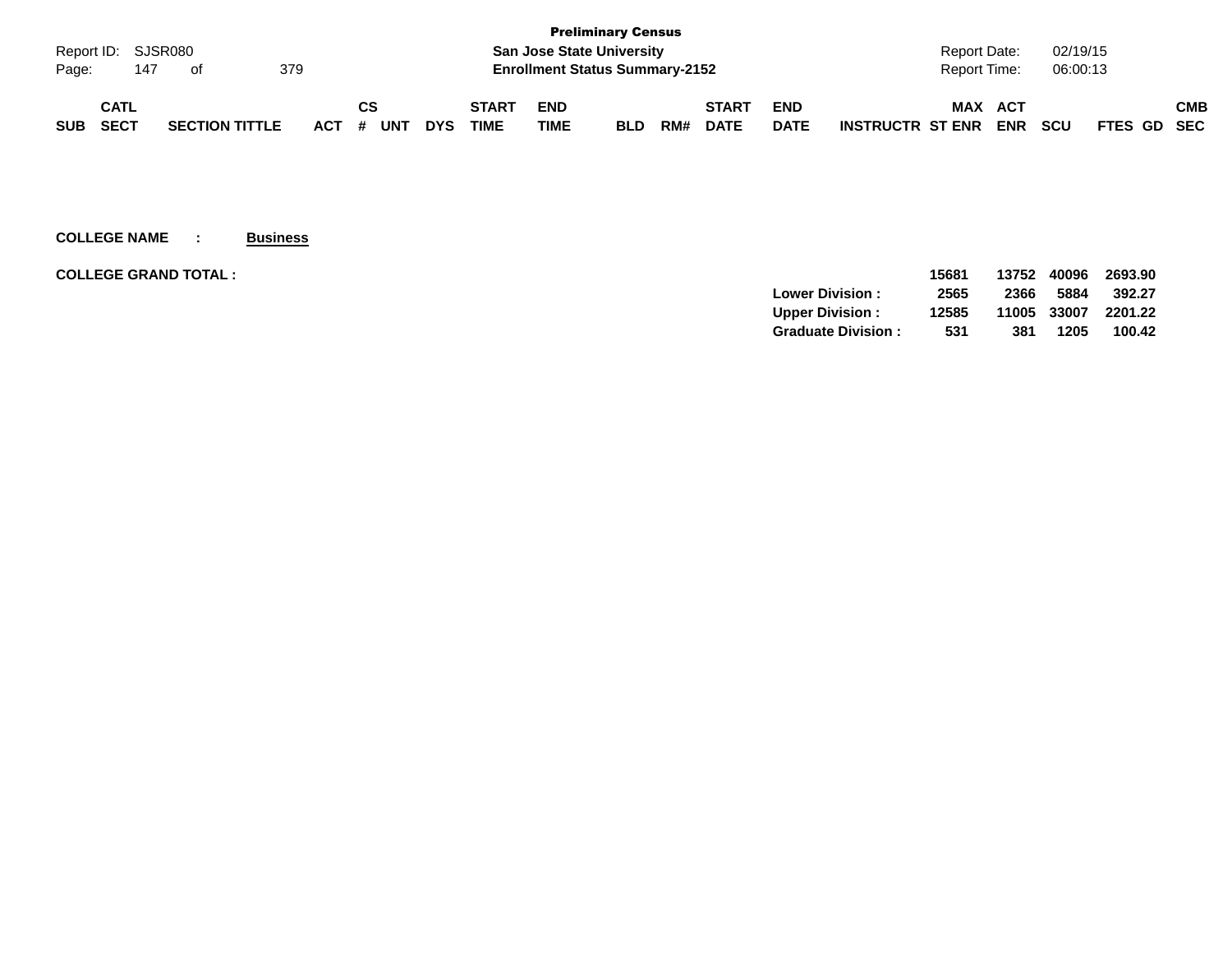**Preliminary Census**
**San Jose State University**
**Enrollment Status Summary-2152**

Report ID: SJSR080
Report Date: 02/19/15
Report Time: 06:00:13

| SUB | CATL SECT | SECTION TITTLE | ACT | CS # | UNT | DYS | START TIME | END TIME | BLD | RM# | START DATE | END DATE | INSTRUCTR | MAX ST ENR | ACT ENR | SCU | FTES | GD | CMB SEC |
|---|---|---|---|---|---|---|---|---|---|---|---|---|---|---|---|---|---|---|---|

**COLLEGE NAME : Business**

| | | | | | |
|---|---|---|---|---|---|
| **COLLEGE GRAND TOTAL :** | | **15681** | **13752** | **40096** | **2693.90** |
| | **Lower Division :** | **2565** | **2366** | **5884** | **392.27** |
| | **Upper Division :** | **12585** | **11005** | **33007** | **2201.22** |
| | **Graduate Division :** | **531** | **381** | **1205** | **100.42** |